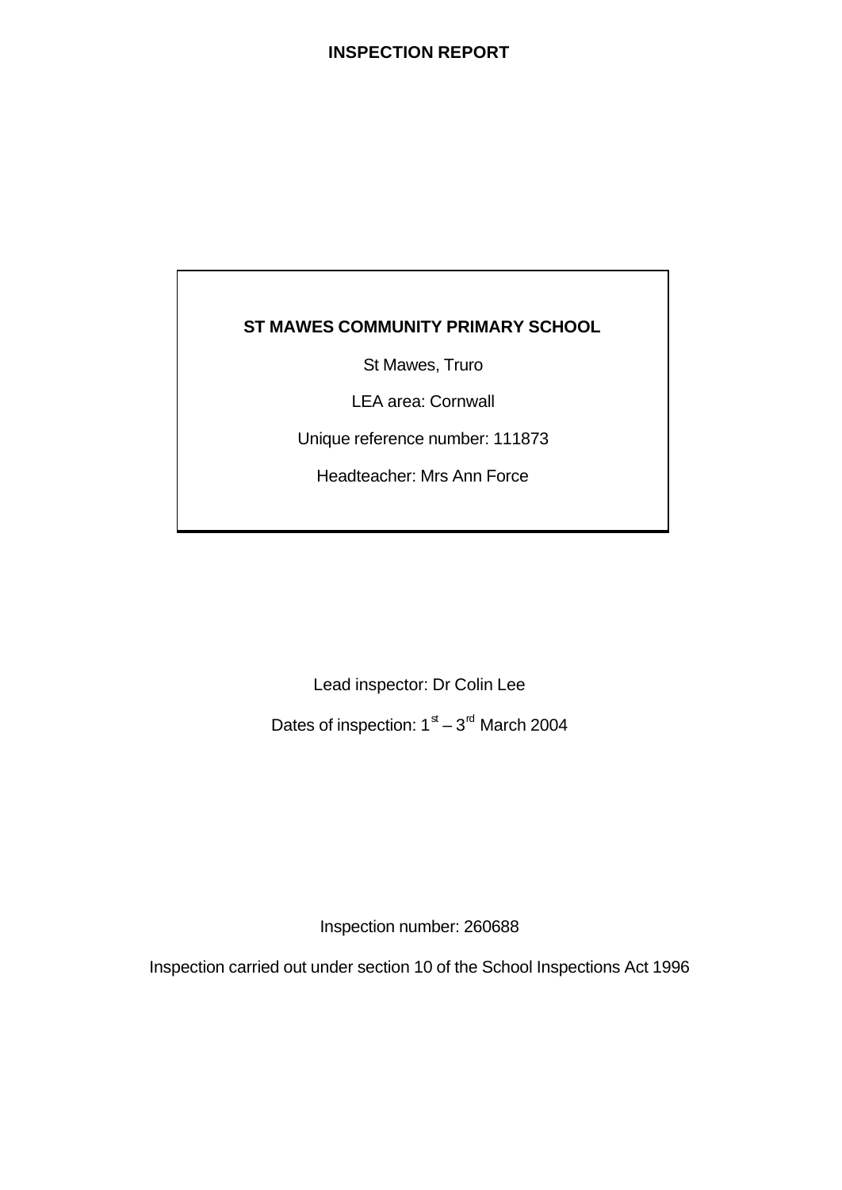# INSPECTION REPORT

**ST MAWES COMMUNITY PRIMARY SCHOOL**

St Mawes, Truro

LEA area: Cornwall

Unique reference number: 111873

Headteacher: Mrs Ann Force

Lead inspector: Dr Colin Lee

Dates of inspection: 1st – 3rd March 2004

Inspection number: 260688

Inspection carried out under section 10 of the School Inspections Act 1996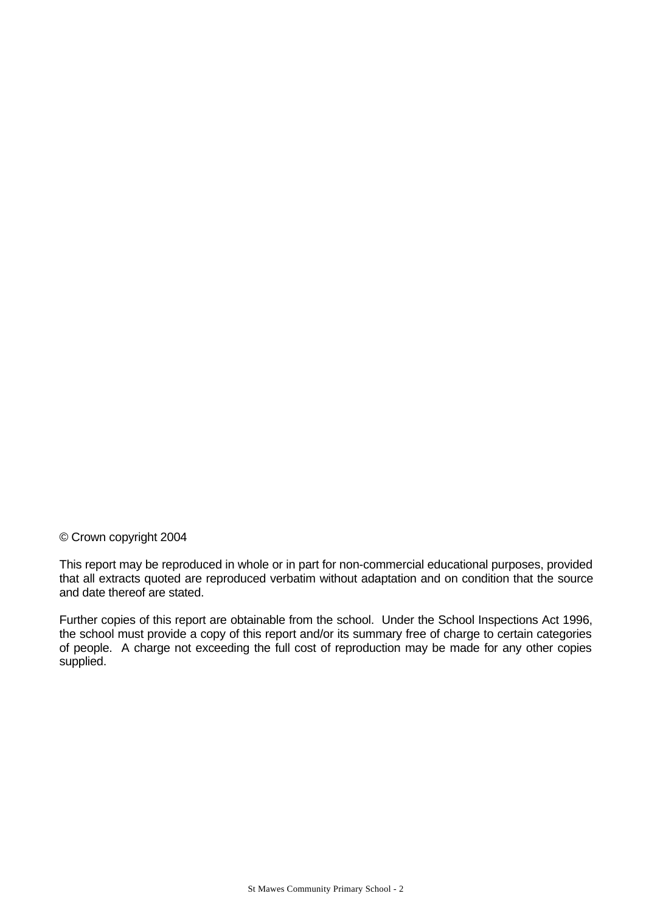© Crown copyright 2004

This report may be reproduced in whole or in part for non-commercial educational purposes, provided that all extracts quoted are reproduced verbatim without adaptation and on condition that the source and date thereof are stated.

Further copies of this report are obtainable from the school. Under the School Inspections Act 1996, the school must provide a copy of this report and/or its summary free of charge to certain categories of people. A charge not exceeding the full cost of reproduction may be made for any other copies supplied.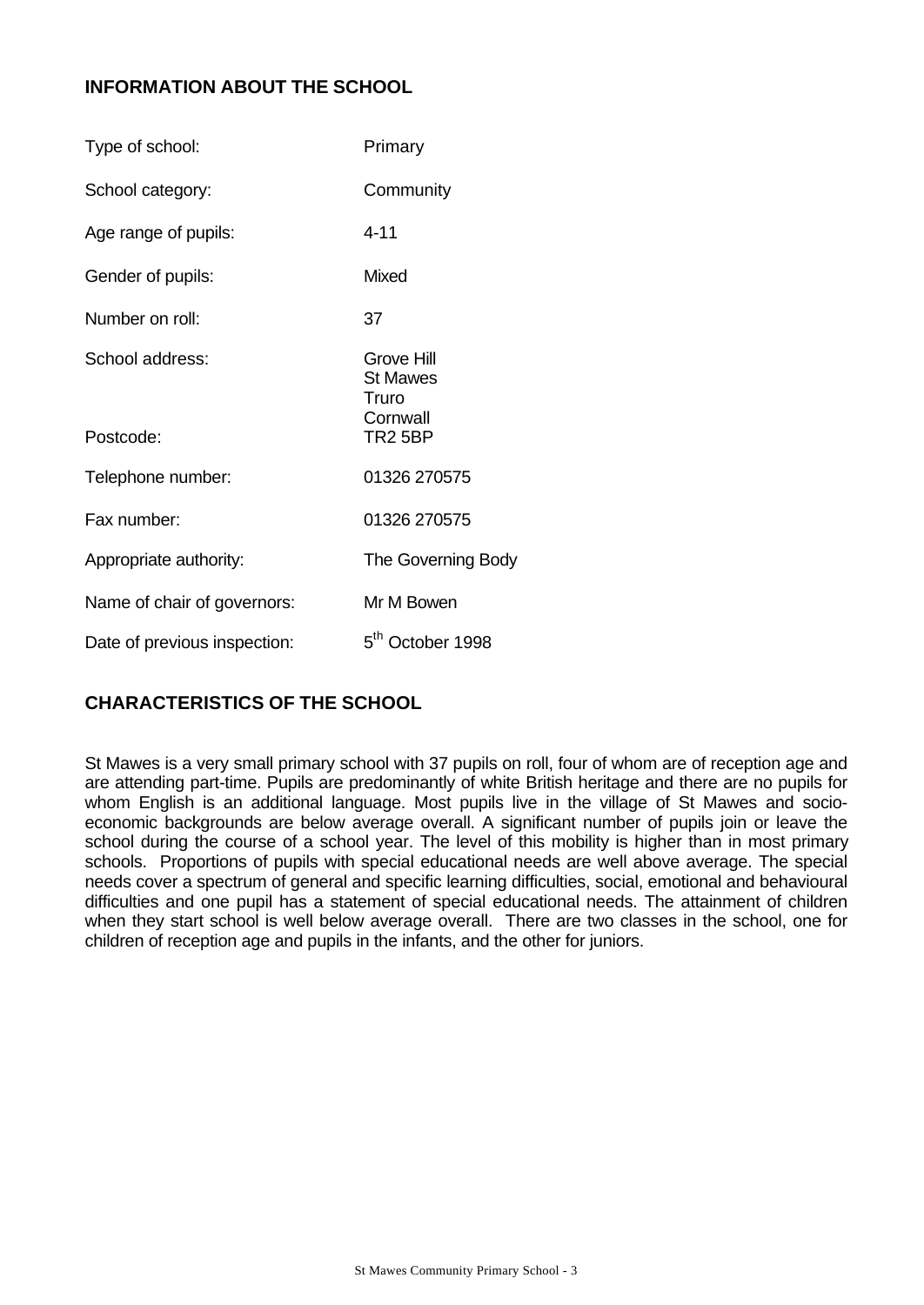## INFORMATION ABOUT THE SCHOOL

| | |
|---|---|
| Type of school: | Primary |
| School category: | Community |
| Age range of pupils: | 4-11 |
| Gender of pupils: | Mixed |
| Number on roll: | 37 |
| School address: | Grove Hill<br>St Mawes<br>Truro<br>Cornwall |
| Postcode: | TR2 5BP |
| Telephone number: | 01326 270575 |
| Fax number: | 01326 270575 |
| Appropriate authority: | The Governing Body |
| Name of chair of governors: | Mr M Bowen |
| Date of previous inspection: | 5th October 1998 |

## CHARACTERISTICS OF THE SCHOOL

St Mawes is a very small primary school with 37 pupils on roll, four of whom are of reception age and are attending part-time. Pupils are predominantly of white British heritage and there are no pupils for whom English is an additional language. Most pupils live in the village of St Mawes and socio-economic backgrounds are below average overall. A significant number of pupils join or leave the school during the course of a school year. The level of this mobility is higher than in most primary schools. Proportions of pupils with special educational needs are well above average. The special needs cover a spectrum of general and specific learning difficulties, social, emotional and behavioural difficulties and one pupil has a statement of special educational needs. The attainment of children when they start school is well below average overall. There are two classes in the school, one for children of reception age and pupils in the infants, and the other for juniors.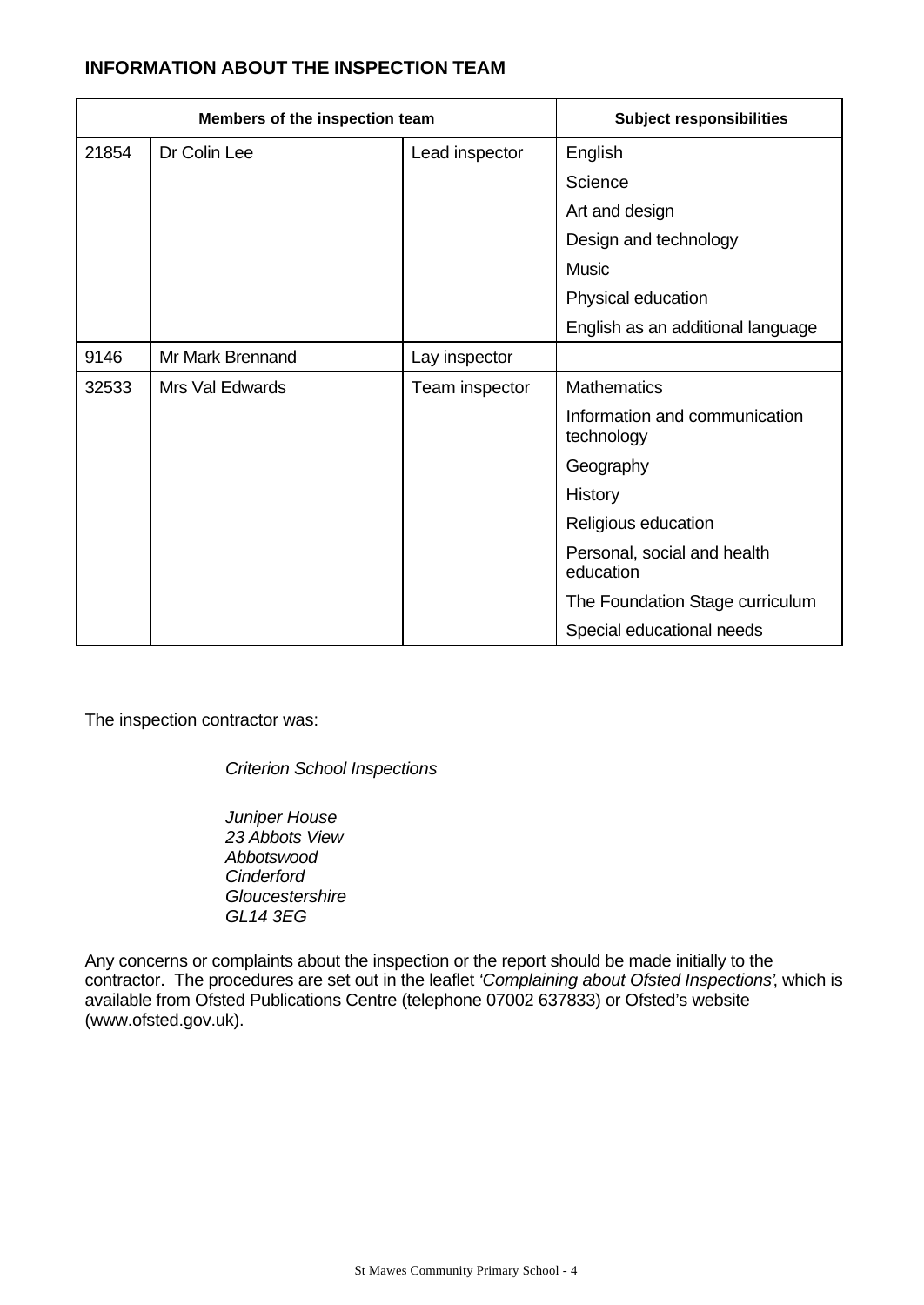## INFORMATION ABOUT THE INSPECTION TEAM

| Members of the inspection team | | | Subject responsibilities |
|---|---|---|---|
| 21854 | Dr Colin Lee | Lead inspector | English |
| | | | Science |
| | | | Art and design |
| | | | Design and technology |
| | | | Music |
| | | | Physical education |
| | | | English as an additional language |
| 9146 | Mr Mark Brennand | Lay inspector | |
| 32533 | Mrs Val Edwards | Team inspector | Mathematics |
| | | | Information and communication technology |
| | | | Geography |
| | | | History |
| | | | Religious education |
| | | | Personal, social and health education |
| | | | The Foundation Stage curriculum |
| | | | Special educational needs |

The inspection contractor was:

*Criterion School Inspections*

*Juniper House*
*23 Abbots View*
*Abbotswood*
*Cinderford*
*Gloucestershire*
*GL14 3EG*

Any concerns or complaints about the inspection or the report should be made initially to the contractor. The procedures are set out in the leaflet *'Complaining about Ofsted Inspections'*, which is available from Ofsted Publications Centre (telephone 07002 637833) or Ofsted's website (www.ofsted.gov.uk).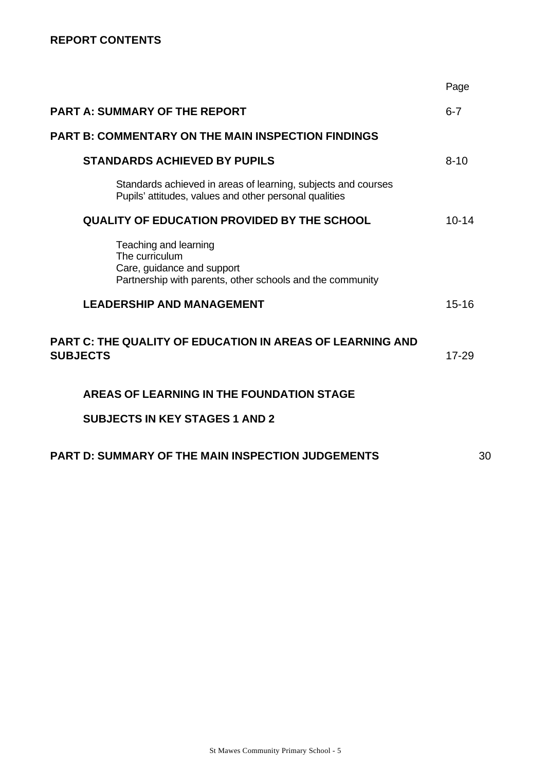## REPORT CONTENTS

| | Page |
|---|---|
| **PART A: SUMMARY OF THE REPORT** | 6-7 |
| **PART B: COMMENTARY ON THE MAIN INSPECTION FINDINGS** | |
| **STANDARDS ACHIEVED BY PUPILS** | 8-10 |
| Standards achieved in areas of learning, subjects and courses<br>Pupils' attitudes, values and other personal qualities | |
| **QUALITY OF EDUCATION PROVIDED BY THE SCHOOL** | 10-14 |
| Teaching and learning<br>The curriculum<br>Care, guidance and support<br>Partnership with parents, other schools and the community | |
| **LEADERSHIP AND MANAGEMENT** | 15-16 |
| **PART C: THE QUALITY OF EDUCATION IN AREAS OF LEARNING AND SUBJECTS** | 17-29 |
| **AREAS OF LEARNING IN THE FOUNDATION STAGE** | |
| **SUBJECTS IN KEY STAGES 1 AND 2** | |
| **PART D: SUMMARY OF THE MAIN INSPECTION JUDGEMENTS** | 30 |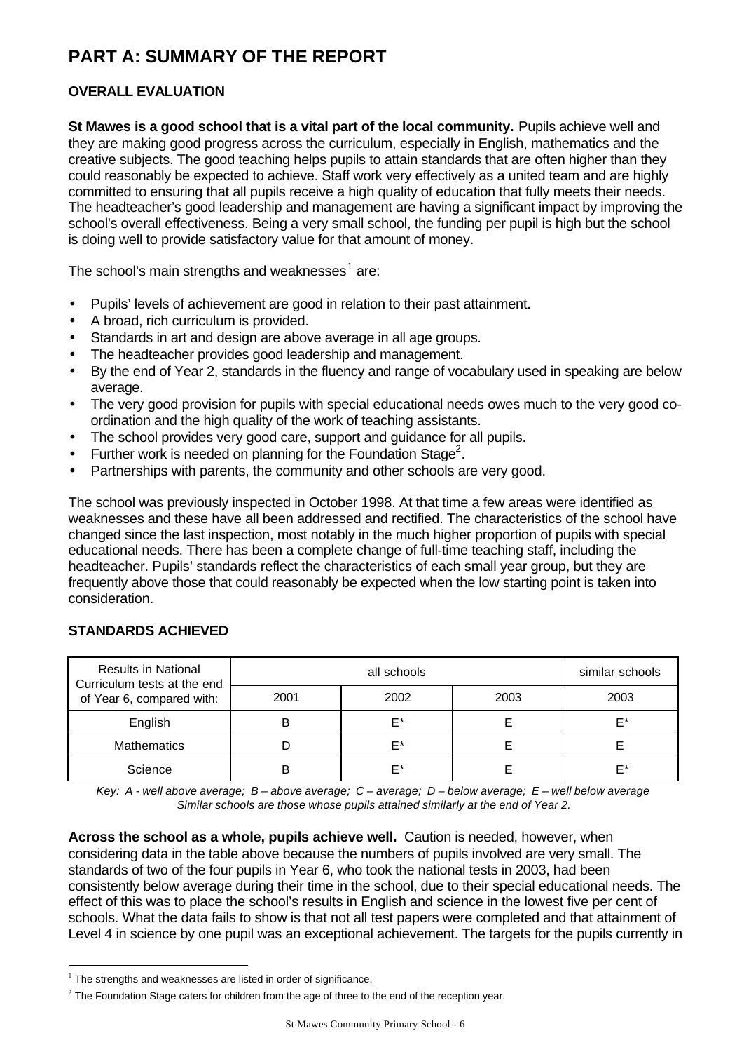# PART A: SUMMARY OF THE REPORT

## OVERALL EVALUATION

**St Mawes is a good school that is a vital part of the local community.** Pupils achieve well and they are making good progress across the curriculum, especially in English, mathematics and the creative subjects. The good teaching helps pupils to attain standards that are often higher than they could reasonably be expected to achieve. Staff work very effectively as a united team and are highly committed to ensuring that all pupils receive a high quality of education that fully meets their needs. The headteacher's good leadership and management are having a significant impact by improving the school's overall effectiveness. Being a very small school, the funding per pupil is high but the school is doing well to provide satisfactory value for that amount of money.

The school's main strengths and weaknesses[1] are:

- Pupils' levels of achievement are good in relation to their past attainment.
- A broad, rich curriculum is provided.
- Standards in art and design are above average in all age groups.
- The headteacher provides good leadership and management.
- By the end of Year 2, standards in the fluency and range of vocabulary used in speaking are below average.
- The very good provision for pupils with special educational needs owes much to the very good co-ordination and the high quality of the work of teaching assistants.
- The school provides very good care, support and guidance for all pupils.
- Further work is needed on planning for the Foundation Stage[2].
- Partnerships with parents, the community and other schools are very good.

The school was previously inspected in October 1998. At that time a few areas were identified as weaknesses and these have all been addressed and rectified. The characteristics of the school have changed since the last inspection, most notably in the much higher proportion of pupils with special educational needs. There has been a complete change of full-time teaching staff, including the headteacher. Pupils' standards reflect the characteristics of each small year group, but they are frequently above those that could reasonably be expected when the low starting point is taken into consideration.

## STANDARDS ACHIEVED

| Results in National Curriculum tests at the end of Year 6, compared with: | all schools | | | similar schools |
|---|---|---|---|---|
| | 2001 | 2002 | 2003 | 2003 |
| English | B | E* | E | E* |
| Mathematics | D | E* | E | E |
| Science | B | E* | E | E* |

*Key: A - well above average; B – above average; C – average; D – below average; E – well below average*
*Similar schools are those whose pupils attained similarly at the end of Year 2.*

**Across the school as a whole, pupils achieve well.** Caution is needed, however, when considering data in the table above because the numbers of pupils involved are very small. The standards of two of the four pupils in Year 6, who took the national tests in 2003, had been consistently below average during their time in the school, due to their special educational needs. The effect of this was to place the school's results in English and science in the lowest five per cent of schools. What the data fails to show is that not all test papers were completed and that attainment of Level 4 in science by one pupil was an exceptional achievement. The targets for the pupils currently in

[1] The strengths and weaknesses are listed in order of significance.

[2] The Foundation Stage caters for children from the age of three to the end of the reception year.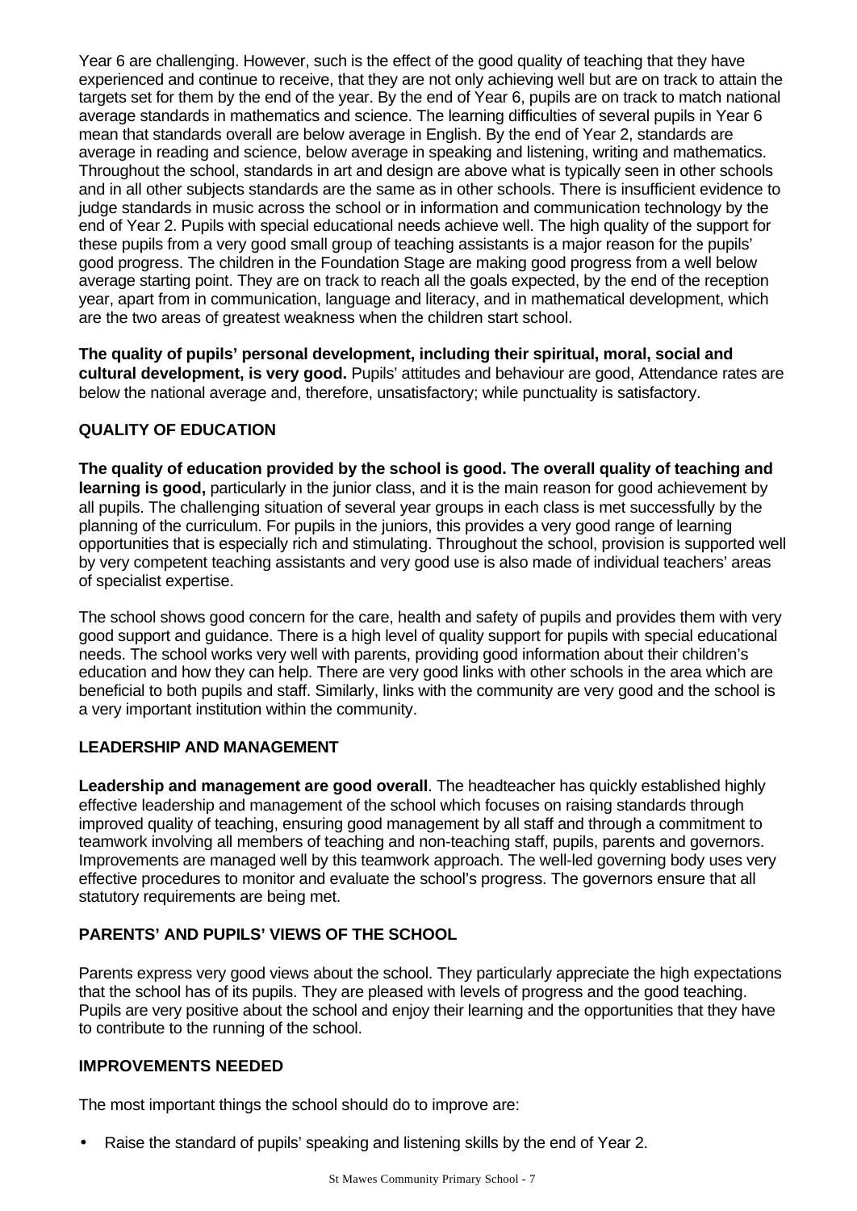Year 6 are challenging. However, such is the effect of the good quality of teaching that they have experienced and continue to receive, that they are not only achieving well but are on track to attain the targets set for them by the end of the year. By the end of Year 6, pupils are on track to match national average standards in mathematics and science. The learning difficulties of several pupils in Year 6 mean that standards overall are below average in English. By the end of Year 2, standards are average in reading and science, below average in speaking and listening, writing and mathematics. Throughout the school, standards in art and design are above what is typically seen in other schools and in all other subjects standards are the same as in other schools. There is insufficient evidence to judge standards in music across the school or in information and communication technology by the end of Year 2. Pupils with special educational needs achieve well. The high quality of the support for these pupils from a very good small group of teaching assistants is a major reason for the pupils' good progress. The children in the Foundation Stage are making good progress from a well below average starting point. They are on track to reach all the goals expected, by the end of the reception year, apart from in communication, language and literacy, and in mathematical development, which are the two areas of greatest weakness when the children start school.

**The quality of pupils' personal development, including their spiritual, moral, social and cultural development, is very good.** Pupils' attitudes and behaviour are good, Attendance rates are below the national average and, therefore, unsatisfactory; while punctuality is satisfactory.

## QUALITY OF EDUCATION

**The quality of education provided by the school is good. The overall quality of teaching and learning is good,** particularly in the junior class, and it is the main reason for good achievement by all pupils. The challenging situation of several year groups in each class is met successfully by the planning of the curriculum. For pupils in the juniors, this provides a very good range of learning opportunities that is especially rich and stimulating. Throughout the school, provision is supported well by very competent teaching assistants and very good use is also made of individual teachers' areas of specialist expertise.

The school shows good concern for the care, health and safety of pupils and provides them with very good support and guidance. There is a high level of quality support for pupils with special educational needs. The school works very well with parents, providing good information about their children's education and how they can help. There are very good links with other schools in the area which are beneficial to both pupils and staff. Similarly, links with the community are very good and the school is a very important institution within the community.

## LEADERSHIP AND MANAGEMENT

**Leadership and management are good overall**. The headteacher has quickly established highly effective leadership and management of the school which focuses on raising standards through improved quality of teaching, ensuring good management by all staff and through a commitment to teamwork involving all members of teaching and non-teaching staff, pupils, parents and governors. Improvements are managed well by this teamwork approach. The well-led governing body uses very effective procedures to monitor and evaluate the school's progress. The governors ensure that all statutory requirements are being met.

## PARENTS' AND PUPILS' VIEWS OF THE SCHOOL

Parents express very good views about the school. They particularly appreciate the high expectations that the school has of its pupils. They are pleased with levels of progress and the good teaching. Pupils are very positive about the school and enjoy their learning and the opportunities that they have to contribute to the running of the school.

## IMPROVEMENTS NEEDED

The most important things the school should do to improve are:

- Raise the standard of pupils' speaking and listening skills by the end of Year 2.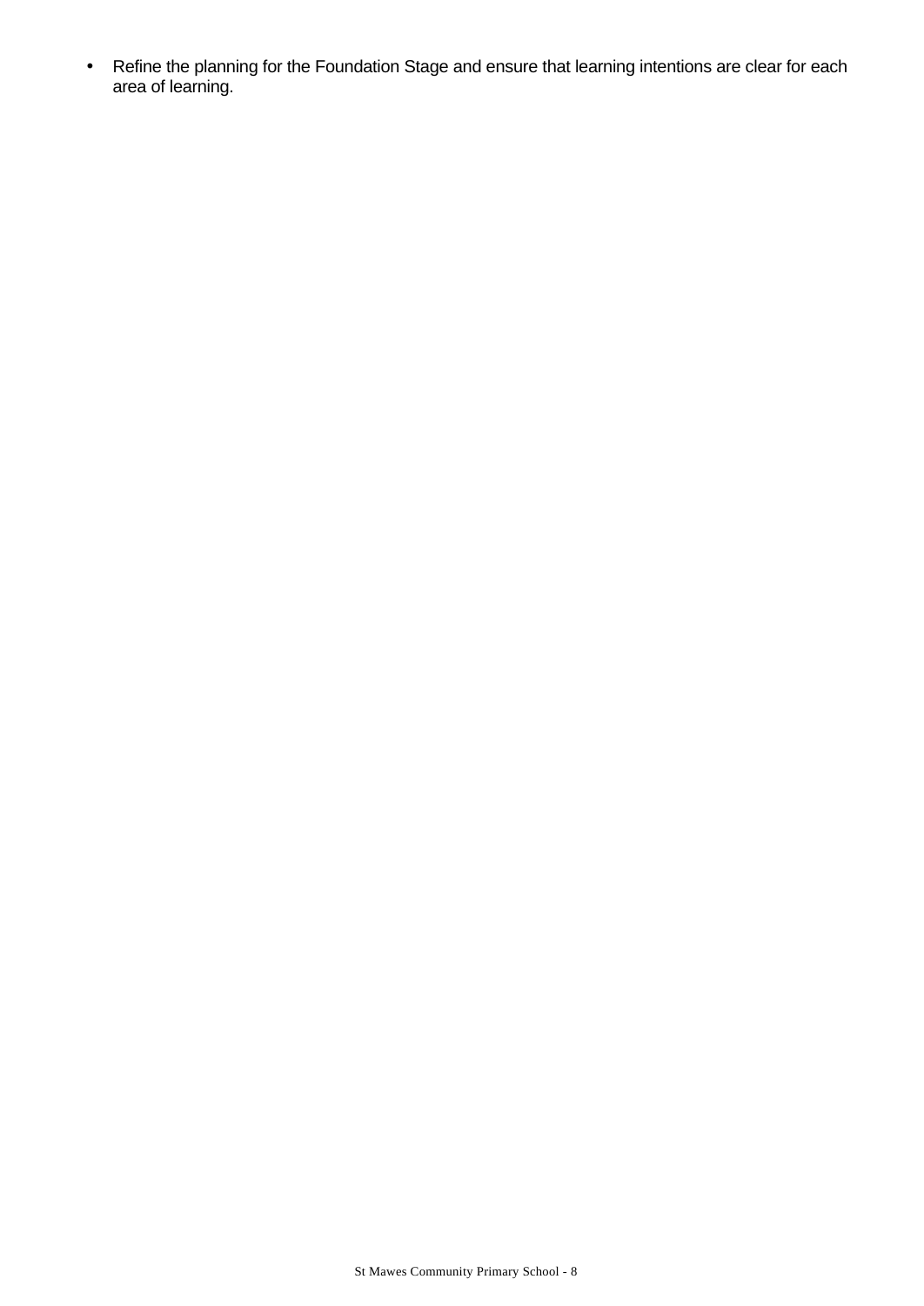- Refine the planning for the Foundation Stage and ensure that learning intentions are clear for each area of learning.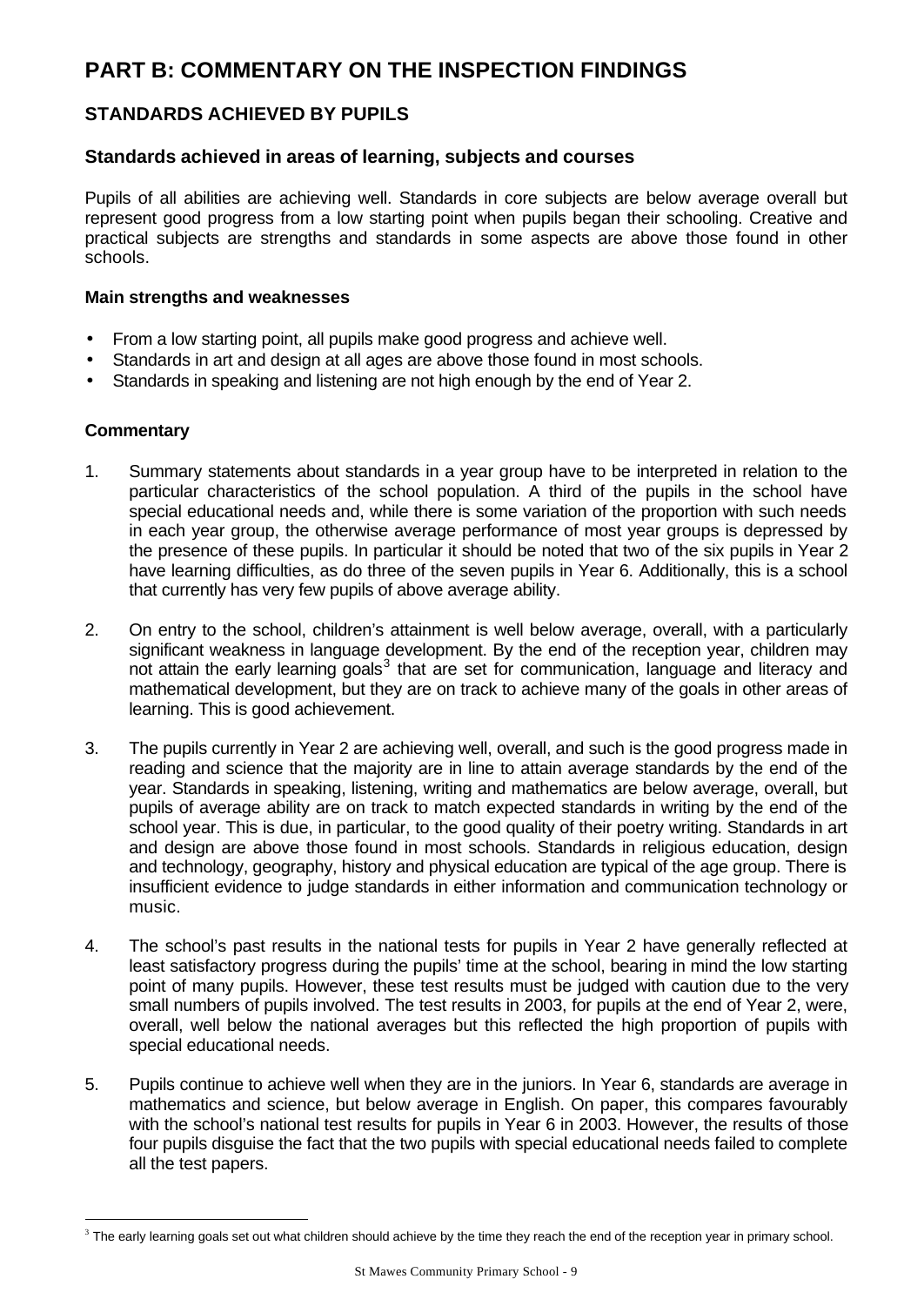# PART B: COMMENTARY ON THE INSPECTION FINDINGS

## STANDARDS ACHIEVED BY PUPILS

### Standards achieved in areas of learning, subjects and courses

Pupils of all abilities are achieving well. Standards in core subjects are below average overall but represent good progress from a low starting point when pupils began their schooling. Creative and practical subjects are strengths and standards in some aspects are above those found in other schools.

**Main strengths and weaknesses**

- From a low starting point, all pupils make good progress and achieve well.
- Standards in art and design at all ages are above those found in most schools.
- Standards in speaking and listening are not high enough by the end of Year 2.

**Commentary**

1. Summary statements about standards in a year group have to be interpreted in relation to the particular characteristics of the school population. A third of the pupils in the school have special educational needs and, while there is some variation of the proportion with such needs in each year group, the otherwise average performance of most year groups is depressed by the presence of these pupils. In particular it should be noted that two of the six pupils in Year 2 have learning difficulties, as do three of the seven pupils in Year 6. Additionally, this is a school that currently has very few pupils of above average ability.

2. On entry to the school, children's attainment is well below average, overall, with a particularly significant weakness in language development. By the end of the reception year, children may not attain the early learning goals[3] that are set for communication, language and literacy and mathematical development, but they are on track to achieve many of the goals in other areas of learning. This is good achievement.

3. The pupils currently in Year 2 are achieving well, overall, and such is the good progress made in reading and science that the majority are in line to attain average standards by the end of the year. Standards in speaking, listening, writing and mathematics are below average, overall, but pupils of average ability are on track to match expected standards in writing by the end of the school year. This is due, in particular, to the good quality of their poetry writing. Standards in art and design are above those found in most schools. Standards in religious education, design and technology, geography, history and physical education are typical of the age group. There is insufficient evidence to judge standards in either information and communication technology or music.

4. The school's past results in the national tests for pupils in Year 2 have generally reflected at least satisfactory progress during the pupils' time at the school, bearing in mind the low starting point of many pupils. However, these test results must be judged with caution due to the very small numbers of pupils involved. The test results in 2003, for pupils at the end of Year 2, were, overall, well below the national averages but this reflected the high proportion of pupils with special educational needs.

5. Pupils continue to achieve well when they are in the juniors. In Year 6, standards are average in mathematics and science, but below average in English. On paper, this compares favourably with the school's national test results for pupils in Year 6 in 2003. However, the results of those four pupils disguise the fact that the two pupils with special educational needs failed to complete all the test papers.

---

[3] The early learning goals set out what children should achieve by the time they reach the end of the reception year in primary school.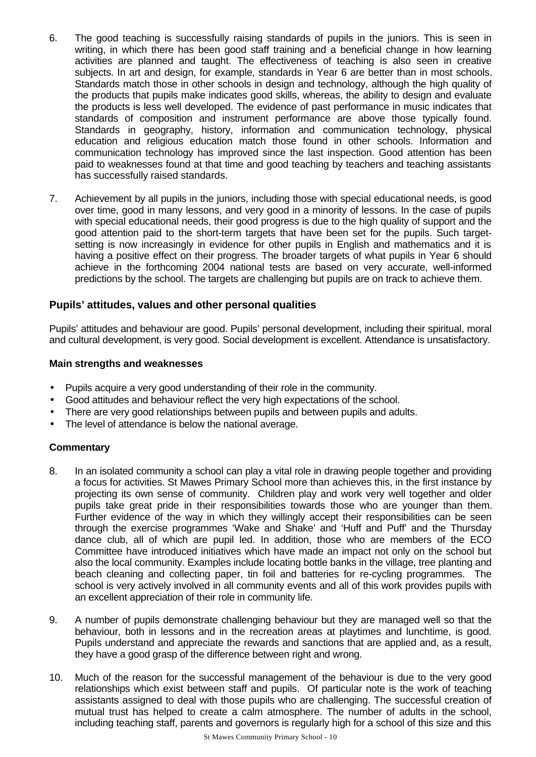6. The good teaching is successfully raising standards of pupils in the juniors. This is seen in writing, in which there has been good staff training and a beneficial change in how learning activities are planned and taught. The effectiveness of teaching is also seen in creative subjects. In art and design, for example, standards in Year 6 are better than in most schools. Standards match those in other schools in design and technology, although the high quality of the products that pupils make indicates good skills, whereas, the ability to design and evaluate the products is less well developed. The evidence of past performance in music indicates that standards of composition and instrument performance are above those typically found. Standards in geography, history, information and communication technology, physical education and religious education match those found in other schools. Information and communication technology has improved since the last inspection. Good attention has been paid to weaknesses found at that time and good teaching by teachers and teaching assistants has successfully raised standards.

7. Achievement by all pupils in the juniors, including those with special educational needs, is good over time, good in many lessons, and very good in a minority of lessons. In the case of pupils with special educational needs, their good progress is due to the high quality of support and the good attention paid to the short-term targets that have been set for the pupils. Such target-setting is now increasingly in evidence for other pupils in English and mathematics and it is having a positive effect on their progress. The broader targets of what pupils in Year 6 should achieve in the forthcoming 2004 national tests are based on very accurate, well-informed predictions by the school. The targets are challenging but pupils are on track to achieve them.

### Pupils' attitudes, values and other personal qualities

Pupils' attitudes and behaviour are good. Pupils' personal development, including their spiritual, moral and cultural development, is very good. Social development is excellent. Attendance is unsatisfactory.

#### Main strengths and weaknesses

- Pupils acquire a very good understanding of their role in the community.
- Good attitudes and behaviour reflect the very high expectations of the school.
- There are very good relationships between pupils and between pupils and adults.
- The level of attendance is below the national average.

#### Commentary

8. In an isolated community a school can play a vital role in drawing people together and providing a focus for activities. St Mawes Primary School more than achieves this, in the first instance by projecting its own sense of community. Children play and work very well together and older pupils take great pride in their responsibilities towards those who are younger than them. Further evidence of the way in which they willingly accept their responsibilities can be seen through the exercise programmes 'Wake and Shake' and 'Huff and Puff' and the Thursday dance club, all of which are pupil led. In addition, those who are members of the ECO Committee have introduced initiatives which have made an impact not only on the school but also the local community. Examples include locating bottle banks in the village, tree planting and beach cleaning and collecting paper, tin foil and batteries for re-cycling programmes. The school is very actively involved in all community events and all of this work provides pupils with an excellent appreciation of their role in community life.

9. A number of pupils demonstrate challenging behaviour but they are managed well so that the behaviour, both in lessons and in the recreation areas at playtimes and lunchtime, is good. Pupils understand and appreciate the rewards and sanctions that are applied and, as a result, they have a good grasp of the difference between right and wrong.

10. Much of the reason for the successful management of the behaviour is due to the very good relationships which exist between staff and pupils. Of particular note is the work of teaching assistants assigned to deal with those pupils who are challenging. The successful creation of mutual trust has helped to create a calm atmosphere. The number of adults in the school, including teaching staff, parents and governors is regularly high for a school of this size and this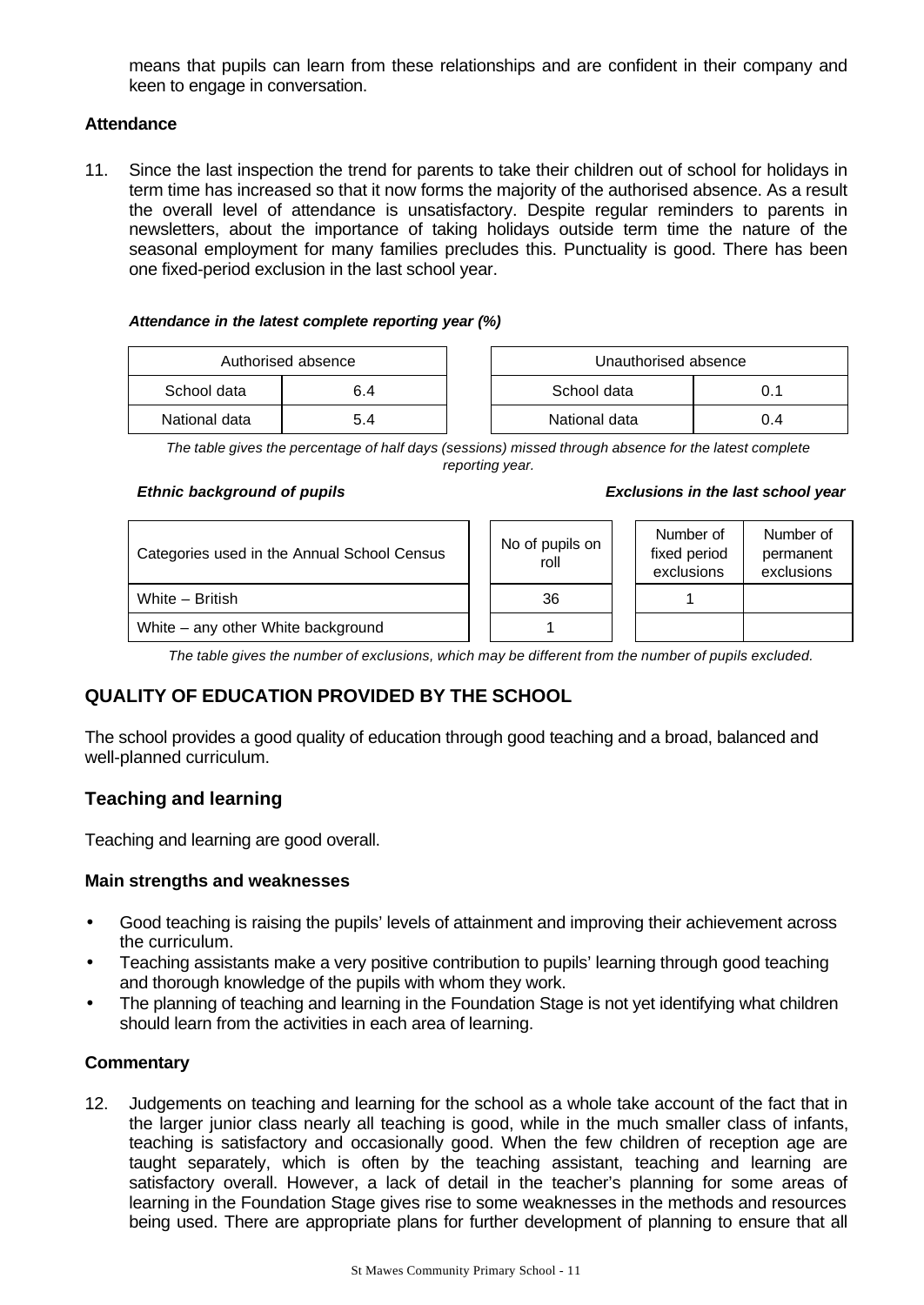means that pupils can learn from these relationships and are confident in their company and keen to engage in conversation.

### Attendance

11. Since the last inspection the trend for parents to take their children out of school for holidays in term time has increased so that it now forms the majority of the authorised absence. As a result the overall level of attendance is unsatisfactory. Despite regular reminders to parents in newsletters, about the importance of taking holidays outside term time the nature of the seasonal employment for many families precludes this. Punctuality is good. There has been one fixed-period exclusion in the last school year.

***Attendance in the latest complete reporting year (%)***

| Authorised absence | |
|---|---|
| School data | 6.4 |
| National data | 5.4 |

| Unauthorised absence | |
|---|---|
| School data | 0.1 |
| National data | 0.4 |

*The table gives the percentage of half days (sessions) missed through absence for the latest complete reporting year.*

***Ethnic background of pupils*** ***Exclusions in the last school year***

| Categories used in the Annual School Census | No of pupils on roll | Number of fixed period exclusions | Number of permanent exclusions |
|---|---|---|---|
| White – British | 36 | 1 | |
| White – any other White background | 1 | | |

*The table gives the number of exclusions, which may be different from the number of pupils excluded.*

## QUALITY OF EDUCATION PROVIDED BY THE SCHOOL

The school provides a good quality of education through good teaching and a broad, balanced and well-planned curriculum.

### Teaching and learning

Teaching and learning are good overall.

#### Main strengths and weaknesses

- Good teaching is raising the pupils' levels of attainment and improving their achievement across the curriculum.
- Teaching assistants make a very positive contribution to pupils' learning through good teaching and thorough knowledge of the pupils with whom they work.
- The planning of teaching and learning in the Foundation Stage is not yet identifying what children should learn from the activities in each area of learning.

#### Commentary

12. Judgements on teaching and learning for the school as a whole take account of the fact that in the larger junior class nearly all teaching is good, while in the much smaller class of infants, teaching is satisfactory and occasionally good. When the few children of reception age are taught separately, which is often by the teaching assistant, teaching and learning are satisfactory overall. However, a lack of detail in the teacher's planning for some areas of learning in the Foundation Stage gives rise to some weaknesses in the methods and resources being used. There are appropriate plans for further development of planning to ensure that all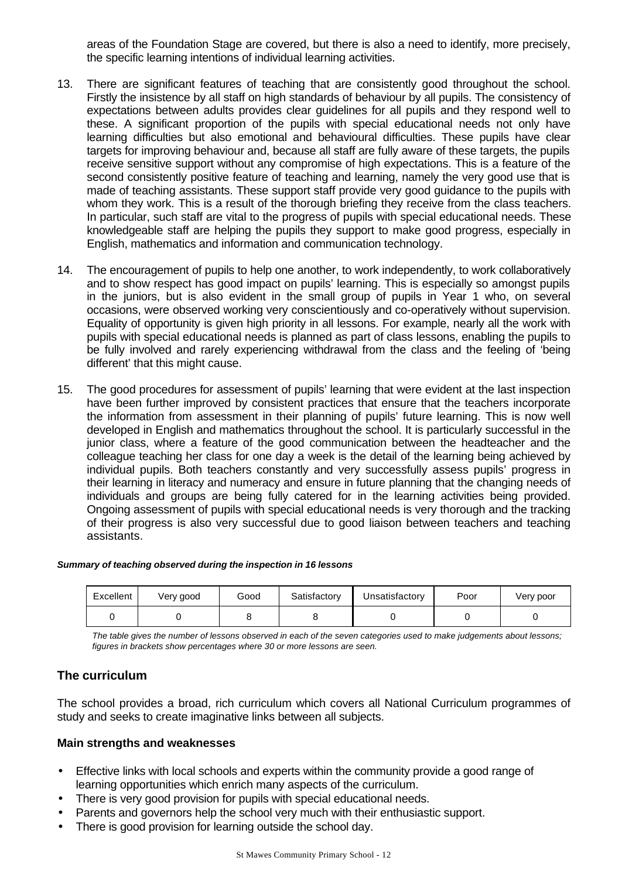areas of the Foundation Stage are covered, but there is also a need to identify, more precisely, the specific learning intentions of individual learning activities.

13. There are significant features of teaching that are consistently good throughout the school. Firstly the insistence by all staff on high standards of behaviour by all pupils. The consistency of expectations between adults provides clear guidelines for all pupils and they respond well to these. A significant proportion of the pupils with special educational needs not only have learning difficulties but also emotional and behavioural difficulties. These pupils have clear targets for improving behaviour and, because all staff are fully aware of these targets, the pupils receive sensitive support without any compromise of high expectations. This is a feature of the second consistently positive feature of teaching and learning, namely the very good use that is made of teaching assistants. These support staff provide very good guidance to the pupils with whom they work. This is a result of the thorough briefing they receive from the class teachers. In particular, such staff are vital to the progress of pupils with special educational needs. These knowledgeable staff are helping the pupils they support to make good progress, especially in English, mathematics and information and communication technology.

14. The encouragement of pupils to help one another, to work independently, to work collaboratively and to show respect has good impact on pupils' learning. This is especially so amongst pupils in the juniors, but is also evident in the small group of pupils in Year 1 who, on several occasions, were observed working very conscientiously and co-operatively without supervision. Equality of opportunity is given high priority in all lessons. For example, nearly all the work with pupils with special educational needs is planned as part of class lessons, enabling the pupils to be fully involved and rarely experiencing withdrawal from the class and the feeling of 'being different' that this might cause.

15. The good procedures for assessment of pupils' learning that were evident at the last inspection have been further improved by consistent practices that ensure that the teachers incorporate the information from assessment in their planning of pupils' future learning. This is now well developed in English and mathematics throughout the school. It is particularly successful in the junior class, where a feature of the good communication between the headteacher and the colleague teaching her class for one day a week is the detail of the learning being achieved by individual pupils. Both teachers constantly and very successfully assess pupils' progress in their learning in literacy and numeracy and ensure in future planning that the changing needs of individuals and groups are being fully catered for in the learning activities being provided. Ongoing assessment of pupils with special educational needs is very thorough and the tracking of their progress is also very successful due to good liaison between teachers and teaching assistants.

***Summary of teaching observed during the inspection in 16 lessons***

| Excellent | Very good | Good | Satisfactory | Unsatisfactory | Poor | Very poor |
|---|---|---|---|---|---|---|
| 0 | 0 | 8 | 8 | 0 | 0 | 0 |

*The table gives the number of lessons observed in each of the seven categories used to make judgements about lessons; figures in brackets show percentages where 30 or more lessons are seen.*

## The curriculum

The school provides a broad, rich curriculum which covers all National Curriculum programmes of study and seeks to create imaginative links between all subjects.

### Main strengths and weaknesses

- Effective links with local schools and experts within the community provide a good range of learning opportunities which enrich many aspects of the curriculum.
- There is very good provision for pupils with special educational needs.
- Parents and governors help the school very much with their enthusiastic support.
- There is good provision for learning outside the school day.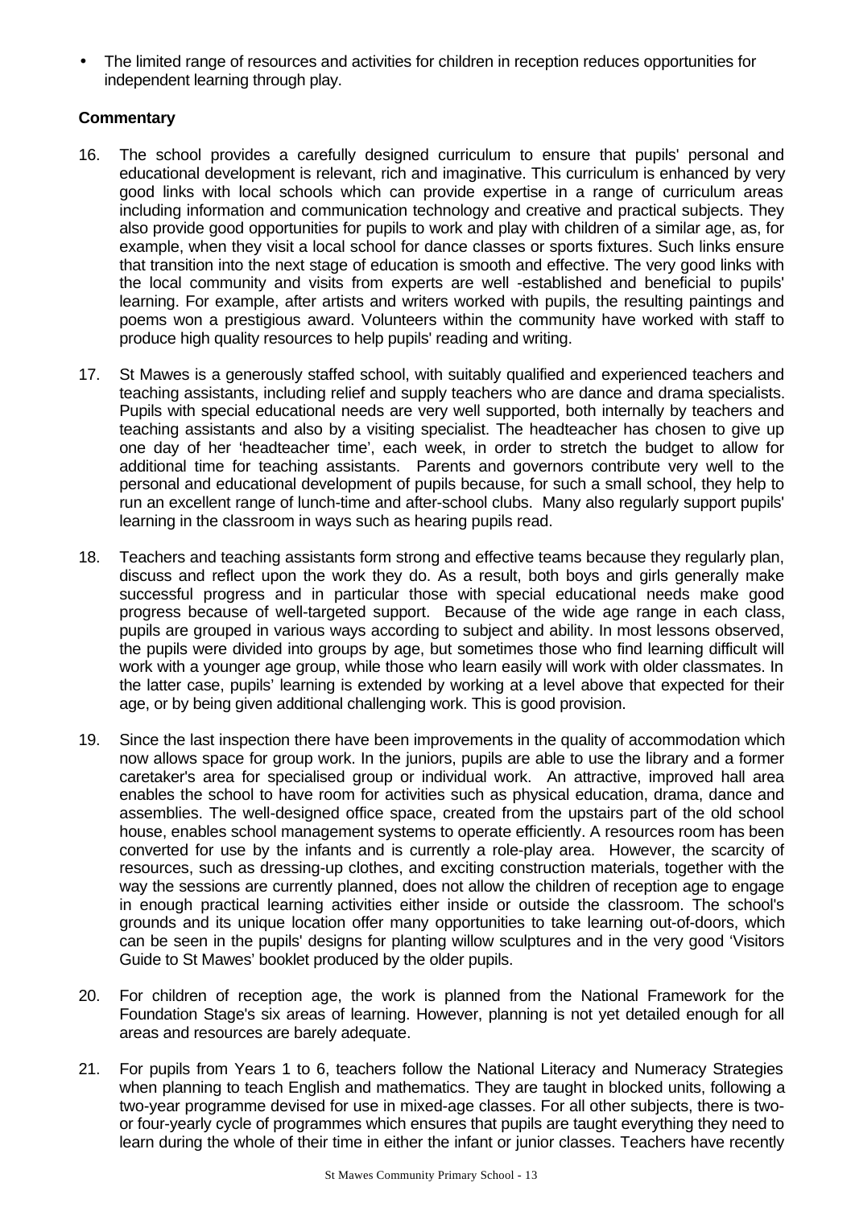- The limited range of resources and activities for children in reception reduces opportunities for independent learning through play.

**Commentary**

16. The school provides a carefully designed curriculum to ensure that pupils' personal and educational development is relevant, rich and imaginative. This curriculum is enhanced by very good links with local schools which can provide expertise in a range of curriculum areas including information and communication technology and creative and practical subjects. They also provide good opportunities for pupils to work and play with children of a similar age, as, for example, when they visit a local school for dance classes or sports fixtures. Such links ensure that transition into the next stage of education is smooth and effective. The very good links with the local community and visits from experts are well -established and beneficial to pupils' learning. For example, after artists and writers worked with pupils, the resulting paintings and poems won a prestigious award. Volunteers within the community have worked with staff to produce high quality resources to help pupils' reading and writing.

17. St Mawes is a generously staffed school, with suitably qualified and experienced teachers and teaching assistants, including relief and supply teachers who are dance and drama specialists. Pupils with special educational needs are very well supported, both internally by teachers and teaching assistants and also by a visiting specialist. The headteacher has chosen to give up one day of her 'headteacher time', each week, in order to stretch the budget to allow for additional time for teaching assistants. Parents and governors contribute very well to the personal and educational development of pupils because, for such a small school, they help to run an excellent range of lunch-time and after-school clubs. Many also regularly support pupils' learning in the classroom in ways such as hearing pupils read.

18. Teachers and teaching assistants form strong and effective teams because they regularly plan, discuss and reflect upon the work they do. As a result, both boys and girls generally make successful progress and in particular those with special educational needs make good progress because of well-targeted support. Because of the wide age range in each class, pupils are grouped in various ways according to subject and ability. In most lessons observed, the pupils were divided into groups by age, but sometimes those who find learning difficult will work with a younger age group, while those who learn easily will work with older classmates. In the latter case, pupils' learning is extended by working at a level above that expected for their age, or by being given additional challenging work. This is good provision.

19. Since the last inspection there have been improvements in the quality of accommodation which now allows space for group work. In the juniors, pupils are able to use the library and a former caretaker's area for specialised group or individual work. An attractive, improved hall area enables the school to have room for activities such as physical education, drama, dance and assemblies. The well-designed office space, created from the upstairs part of the old school house, enables school management systems to operate efficiently. A resources room has been converted for use by the infants and is currently a role-play area. However, the scarcity of resources, such as dressing-up clothes, and exciting construction materials, together with the way the sessions are currently planned, does not allow the children of reception age to engage in enough practical learning activities either inside or outside the classroom. The school's grounds and its unique location offer many opportunities to take learning out-of-doors, which can be seen in the pupils' designs for planting willow sculptures and in the very good 'Visitors Guide to St Mawes' booklet produced by the older pupils.

20. For children of reception age, the work is planned from the National Framework for the Foundation Stage's six areas of learning. However, planning is not yet detailed enough for all areas and resources are barely adequate.

21. For pupils from Years 1 to 6, teachers follow the National Literacy and Numeracy Strategies when planning to teach English and mathematics. They are taught in blocked units, following a two-year programme devised for use in mixed-age classes. For all other subjects, there is two- or four-yearly cycle of programmes which ensures that pupils are taught everything they need to learn during the whole of their time in either the infant or junior classes. Teachers have recently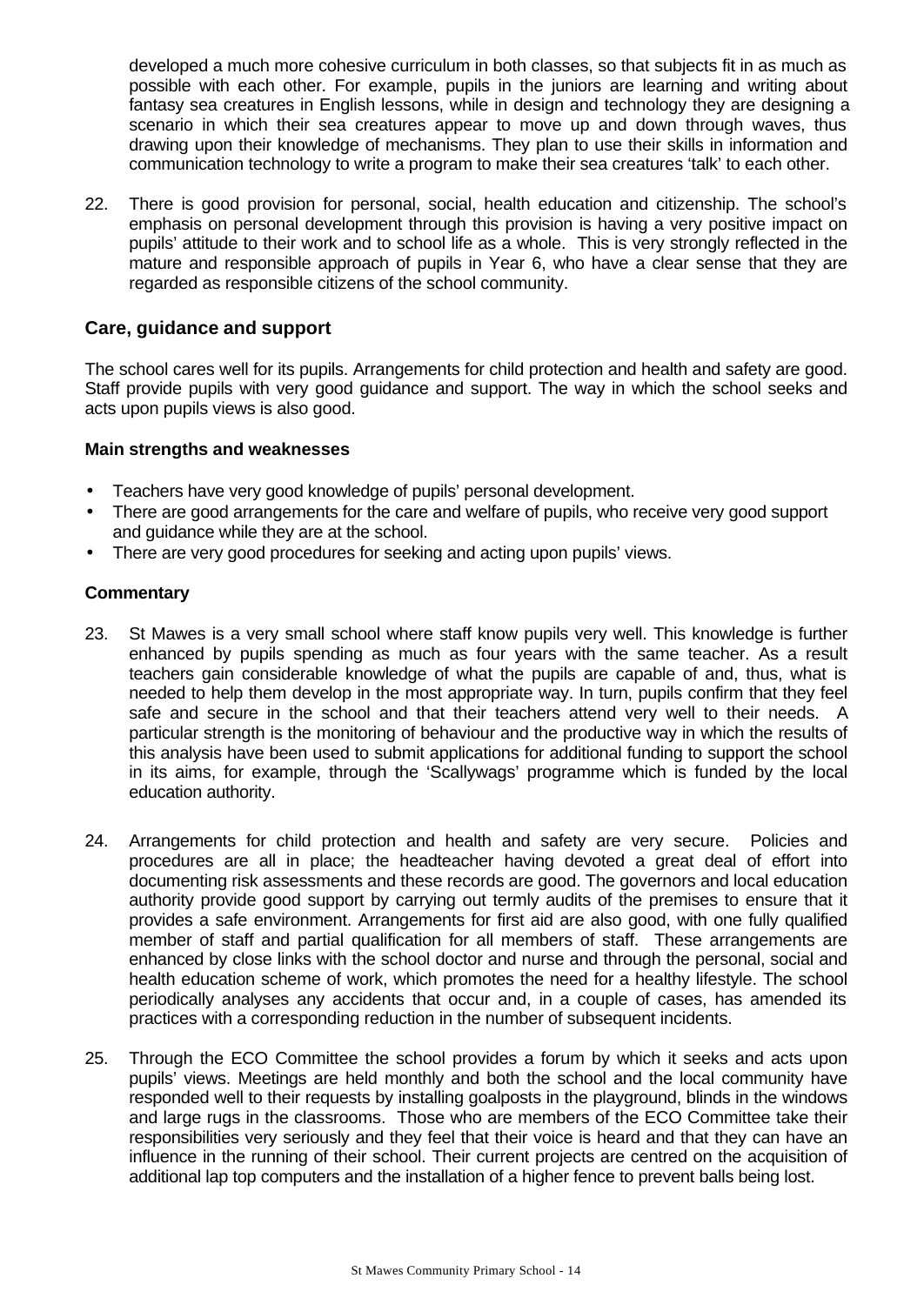developed a much more cohesive curriculum in both classes, so that subjects fit in as much as possible with each other. For example, pupils in the juniors are learning and writing about fantasy sea creatures in English lessons, while in design and technology they are designing a scenario in which their sea creatures appear to move up and down through waves, thus drawing upon their knowledge of mechanisms. They plan to use their skills in information and communication technology to write a program to make their sea creatures 'talk' to each other.

22. There is good provision for personal, social, health education and citizenship. The school's emphasis on personal development through this provision is having a very positive impact on pupils' attitude to their work and to school life as a whole. This is very strongly reflected in the mature and responsible approach of pupils in Year 6, who have a clear sense that they are regarded as responsible citizens of the school community.

### Care, guidance and support

The school cares well for its pupils. Arrangements for child protection and health and safety are good. Staff provide pupils with very good guidance and support. The way in which the school seeks and acts upon pupils views is also good.

**Main strengths and weaknesses**

- Teachers have very good knowledge of pupils' personal development.
- There are good arrangements for the care and welfare of pupils, who receive very good support and guidance while they are at the school.
- There are very good procedures for seeking and acting upon pupils' views.

**Commentary**

23. St Mawes is a very small school where staff know pupils very well. This knowledge is further enhanced by pupils spending as much as four years with the same teacher. As a result teachers gain considerable knowledge of what the pupils are capable of and, thus, what is needed to help them develop in the most appropriate way. In turn, pupils confirm that they feel safe and secure in the school and that their teachers attend very well to their needs. A particular strength is the monitoring of behaviour and the productive way in which the results of this analysis have been used to submit applications for additional funding to support the school in its aims, for example, through the 'Scallywags' programme which is funded by the local education authority.

24. Arrangements for child protection and health and safety are very secure. Policies and procedures are all in place; the headteacher having devoted a great deal of effort into documenting risk assessments and these records are good. The governors and local education authority provide good support by carrying out termly audits of the premises to ensure that it provides a safe environment. Arrangements for first aid are also good, with one fully qualified member of staff and partial qualification for all members of staff. These arrangements are enhanced by close links with the school doctor and nurse and through the personal, social and health education scheme of work, which promotes the need for a healthy lifestyle. The school periodically analyses any accidents that occur and, in a couple of cases, has amended its practices with a corresponding reduction in the number of subsequent incidents.

25. Through the ECO Committee the school provides a forum by which it seeks and acts upon pupils' views. Meetings are held monthly and both the school and the local community have responded well to their requests by installing goalposts in the playground, blinds in the windows and large rugs in the classrooms. Those who are members of the ECO Committee take their responsibilities very seriously and they feel that their voice is heard and that they can have an influence in the running of their school. Their current projects are centred on the acquisition of additional lap top computers and the installation of a higher fence to prevent balls being lost.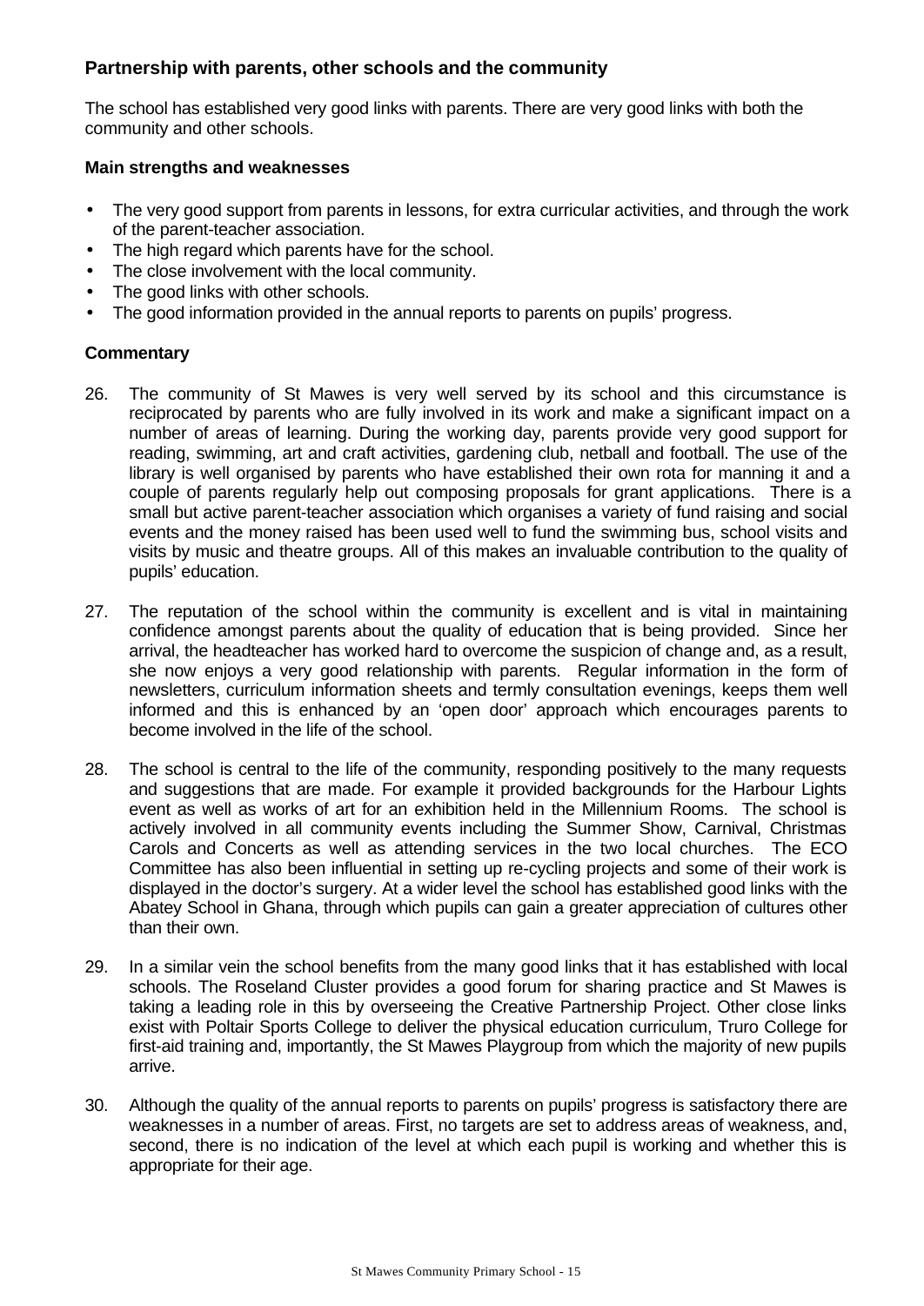## Partnership with parents, other schools and the community

The school has established very good links with parents. There are very good links with both the community and other schools.

### Main strengths and weaknesses

- The very good support from parents in lessons, for extra curricular activities, and through the work of the parent-teacher association.
- The high regard which parents have for the school.
- The close involvement with the local community.
- The good links with other schools.
- The good information provided in the annual reports to parents on pupils' progress.

### Commentary

26. The community of St Mawes is very well served by its school and this circumstance is reciprocated by parents who are fully involved in its work and make a significant impact on a number of areas of learning. During the working day, parents provide very good support for reading, swimming, art and craft activities, gardening club, netball and football. The use of the library is well organised by parents who have established their own rota for manning it and a couple of parents regularly help out composing proposals for grant applications. There is a small but active parent-teacher association which organises a variety of fund raising and social events and the money raised has been used well to fund the swimming bus, school visits and visits by music and theatre groups. All of this makes an invaluable contribution to the quality of pupils' education.

27. The reputation of the school within the community is excellent and is vital in maintaining confidence amongst parents about the quality of education that is being provided. Since her arrival, the headteacher has worked hard to overcome the suspicion of change and, as a result, she now enjoys a very good relationship with parents. Regular information in the form of newsletters, curriculum information sheets and termly consultation evenings, keeps them well informed and this is enhanced by an 'open door' approach which encourages parents to become involved in the life of the school.

28. The school is central to the life of the community, responding positively to the many requests and suggestions that are made. For example it provided backgrounds for the Harbour Lights event as well as works of art for an exhibition held in the Millennium Rooms. The school is actively involved in all community events including the Summer Show, Carnival, Christmas Carols and Concerts as well as attending services in the two local churches. The ECO Committee has also been influential in setting up re-cycling projects and some of their work is displayed in the doctor's surgery. At a wider level the school has established good links with the Abatey School in Ghana, through which pupils can gain a greater appreciation of cultures other than their own.

29. In a similar vein the school benefits from the many good links that it has established with local schools. The Roseland Cluster provides a good forum for sharing practice and St Mawes is taking a leading role in this by overseeing the Creative Partnership Project. Other close links exist with Poltair Sports College to deliver the physical education curriculum, Truro College for first-aid training and, importantly, the St Mawes Playgroup from which the majority of new pupils arrive.

30. Although the quality of the annual reports to parents on pupils' progress is satisfactory there are weaknesses in a number of areas. First, no targets are set to address areas of weakness, and, second, there is no indication of the level at which each pupil is working and whether this is appropriate for their age.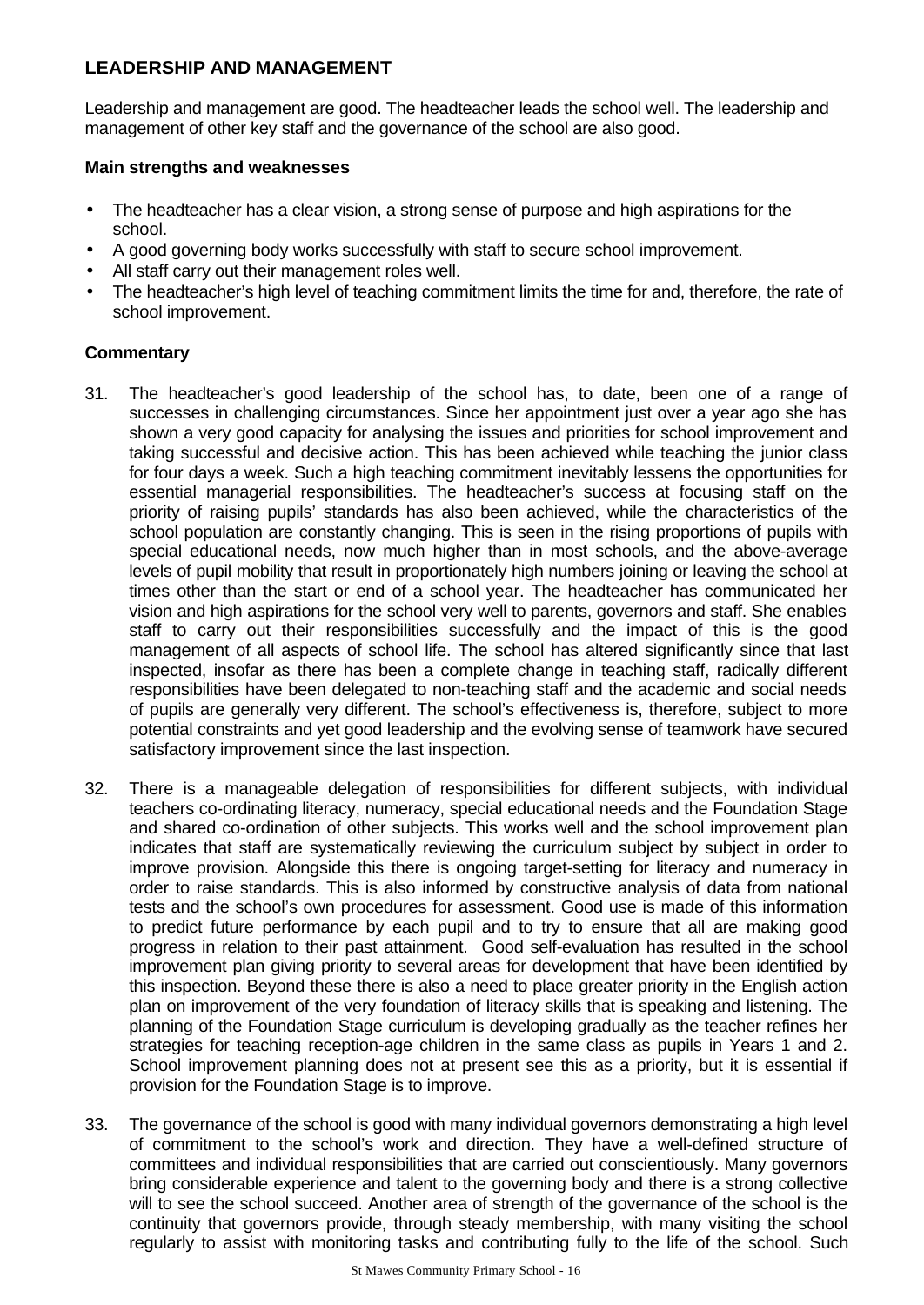## LEADERSHIP AND MANAGEMENT

Leadership and management are good. The headteacher leads the school well. The leadership and management of other key staff and the governance of the school are also good.

**Main strengths and weaknesses**

- The headteacher has a clear vision, a strong sense of purpose and high aspirations for the school.
- A good governing body works successfully with staff to secure school improvement.
- All staff carry out their management roles well.
- The headteacher's high level of teaching commitment limits the time for and, therefore, the rate of school improvement.

**Commentary**

31. The headteacher's good leadership of the school has, to date, been one of a range of successes in challenging circumstances. Since her appointment just over a year ago she has shown a very good capacity for analysing the issues and priorities for school improvement and taking successful and decisive action. This has been achieved while teaching the junior class for four days a week. Such a high teaching commitment inevitably lessens the opportunities for essential managerial responsibilities. The headteacher's success at focusing staff on the priority of raising pupils' standards has also been achieved, while the characteristics of the school population are constantly changing. This is seen in the rising proportions of pupils with special educational needs, now much higher than in most schools, and the above-average levels of pupil mobility that result in proportionately high numbers joining or leaving the school at times other than the start or end of a school year. The headteacher has communicated her vision and high aspirations for the school very well to parents, governors and staff. She enables staff to carry out their responsibilities successfully and the impact of this is the good management of all aspects of school life. The school has altered significantly since that last inspected, insofar as there has been a complete change in teaching staff, radically different responsibilities have been delegated to non-teaching staff and the academic and social needs of pupils are generally very different. The school's effectiveness is, therefore, subject to more potential constraints and yet good leadership and the evolving sense of teamwork have secured satisfactory improvement since the last inspection.

32. There is a manageable delegation of responsibilities for different subjects, with individual teachers co-ordinating literacy, numeracy, special educational needs and the Foundation Stage and shared co-ordination of other subjects. This works well and the school improvement plan indicates that staff are systematically reviewing the curriculum subject by subject in order to improve provision. Alongside this there is ongoing target-setting for literacy and numeracy in order to raise standards. This is also informed by constructive analysis of data from national tests and the school's own procedures for assessment. Good use is made of this information to predict future performance by each pupil and to try to ensure that all are making good progress in relation to their past attainment. Good self-evaluation has resulted in the school improvement plan giving priority to several areas for development that have been identified by this inspection. Beyond these there is also a need to place greater priority in the English action plan on improvement of the very foundation of literacy skills that is speaking and listening. The planning of the Foundation Stage curriculum is developing gradually as the teacher refines her strategies for teaching reception-age children in the same class as pupils in Years 1 and 2. School improvement planning does not at present see this as a priority, but it is essential if provision for the Foundation Stage is to improve.

33. The governance of the school is good with many individual governors demonstrating a high level of commitment to the school's work and direction. They have a well-defined structure of committees and individual responsibilities that are carried out conscientiously. Many governors bring considerable experience and talent to the governing body and there is a strong collective will to see the school succeed. Another area of strength of the governance of the school is the continuity that governors provide, through steady membership, with many visiting the school regularly to assist with monitoring tasks and contributing fully to the life of the school. Such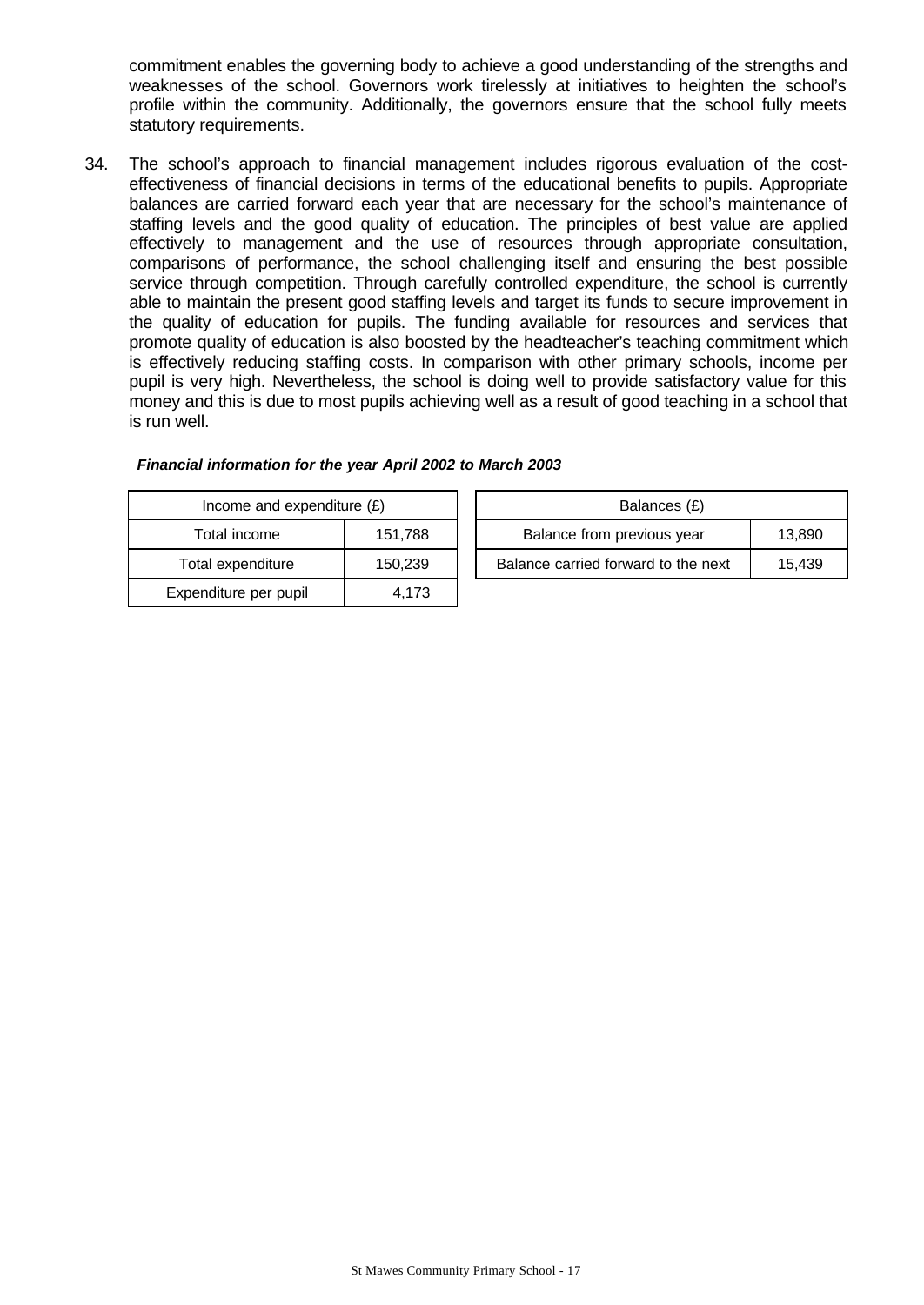commitment enables the governing body to achieve a good understanding of the strengths and weaknesses of the school. Governors work tirelessly at initiatives to heighten the school's profile within the community. Additionally, the governors ensure that the school fully meets statutory requirements.

34. The school's approach to financial management includes rigorous evaluation of the cost-effectiveness of financial decisions in terms of the educational benefits to pupils. Appropriate balances are carried forward each year that are necessary for the school's maintenance of staffing levels and the good quality of education. The principles of best value are applied effectively to management and the use of resources through appropriate consultation, comparisons of performance, the school challenging itself and ensuring the best possible service through competition. Through carefully controlled expenditure, the school is currently able to maintain the present good staffing levels and target its funds to secure improvement in the quality of education for pupils. The funding available for resources and services that promote quality of education is also boosted by the headteacher's teaching commitment which is effectively reducing staffing costs. In comparison with other primary schools, income per pupil is very high. Nevertheless, the school is doing well to provide satisfactory value for this money and this is due to most pupils achieving well as a result of good teaching in a school that is run well.

***Financial information for the year April 2002 to March 2003***

| Income and expenditure (£) | |
|---|---|
| Total income | 151,788 |
| Total expenditure | 150,239 |
| Expenditure per pupil | 4,173 |

| Balances (£) | |
|---|---|
| Balance from previous year | 13,890 |
| Balance carried forward to the next | 15,439 |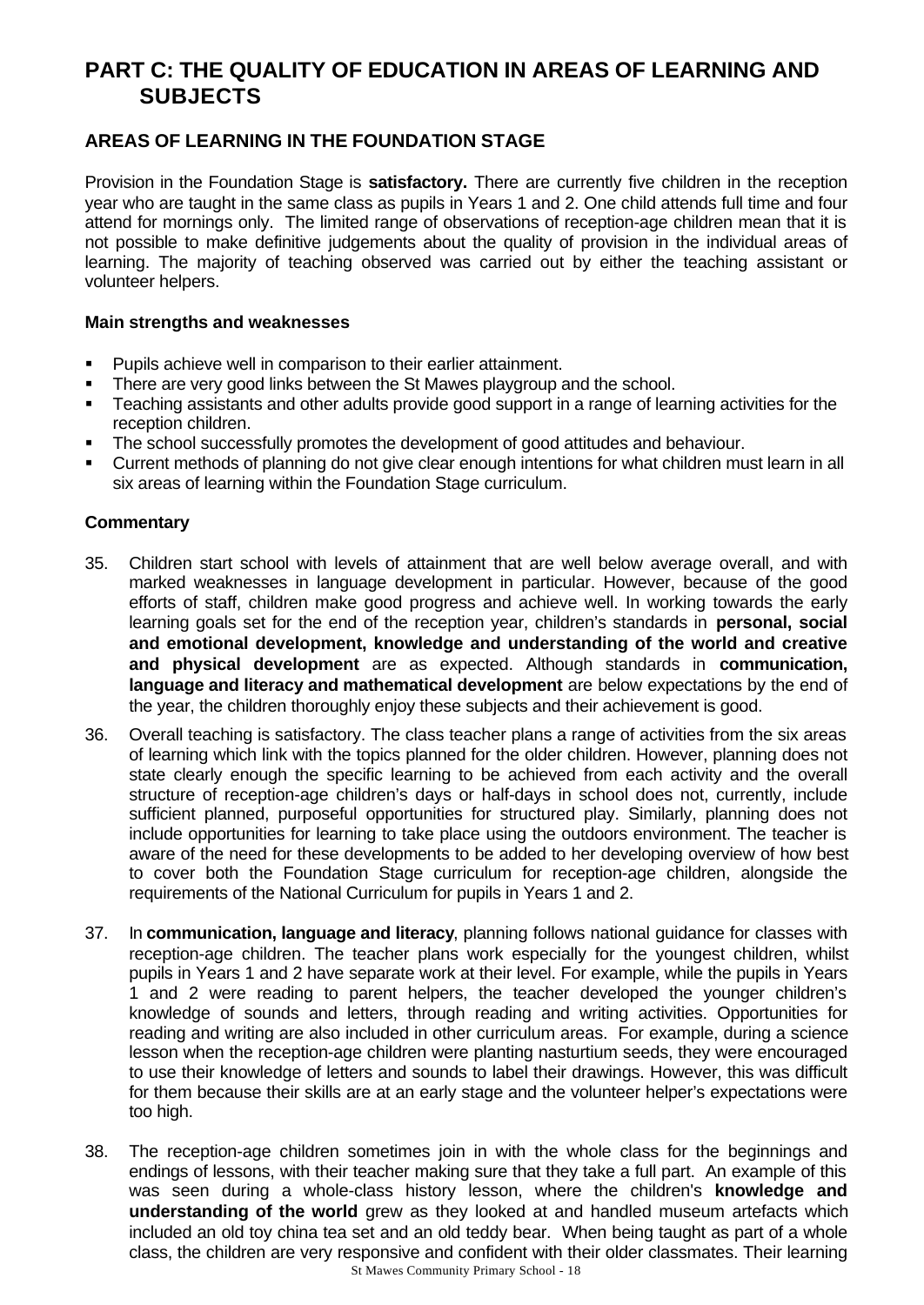# PART C: THE QUALITY OF EDUCATION IN AREAS OF LEARNING AND SUBJECTS

## AREAS OF LEARNING IN THE FOUNDATION STAGE

Provision in the Foundation Stage is **satisfactory.** There are currently five children in the reception year who are taught in the same class as pupils in Years 1 and 2. One child attends full time and four attend for mornings only. The limited range of observations of reception-age children mean that it is not possible to make definitive judgements about the quality of provision in the individual areas of learning. The majority of teaching observed was carried out by either the teaching assistant or volunteer helpers.

### Main strengths and weaknesses

- Pupils achieve well in comparison to their earlier attainment.
- There are very good links between the St Mawes playgroup and the school.
- Teaching assistants and other adults provide good support in a range of learning activities for the reception children.
- The school successfully promotes the development of good attitudes and behaviour.
- Current methods of planning do not give clear enough intentions for what children must learn in all six areas of learning within the Foundation Stage curriculum.

### Commentary

35. Children start school with levels of attainment that are well below average overall, and with marked weaknesses in language development in particular. However, because of the good efforts of staff, children make good progress and achieve well. In working towards the early learning goals set for the end of the reception year, children's standards in **personal, social and emotional development, knowledge and understanding of the world and creative and physical development** are as expected. Although standards in **communication, language and literacy and mathematical development** are below expectations by the end of the year, the children thoroughly enjoy these subjects and their achievement is good.

36. Overall teaching is satisfactory. The class teacher plans a range of activities from the six areas of learning which link with the topics planned for the older children. However, planning does not state clearly enough the specific learning to be achieved from each activity and the overall structure of reception-age children's days or half-days in school does not, currently, include sufficient planned, purposeful opportunities for structured play. Similarly, planning does not include opportunities for learning to take place using the outdoors environment. The teacher is aware of the need for these developments to be added to her developing overview of how best to cover both the Foundation Stage curriculum for reception-age children, alongside the requirements of the National Curriculum for pupils in Years 1 and 2.

37. In **communication, language and literacy**, planning follows national guidance for classes with reception-age children. The teacher plans work especially for the youngest children, whilst pupils in Years 1 and 2 have separate work at their level. For example, while the pupils in Years 1 and 2 were reading to parent helpers, the teacher developed the younger children's knowledge of sounds and letters, through reading and writing activities. Opportunities for reading and writing are also included in other curriculum areas. For example, during a science lesson when the reception-age children were planting nasturtium seeds, they were encouraged to use their knowledge of letters and sounds to label their drawings. However, this was difficult for them because their skills are at an early stage and the volunteer helper's expectations were too high.

38. The reception-age children sometimes join in with the whole class for the beginnings and endings of lessons, with their teacher making sure that they take a full part. An example of this was seen during a whole-class history lesson, where the children's **knowledge and understanding of the world** grew as they looked at and handled museum artefacts which included an old toy china tea set and an old teddy bear. When being taught as part of a whole class, the children are very responsive and confident with their older classmates. Their learning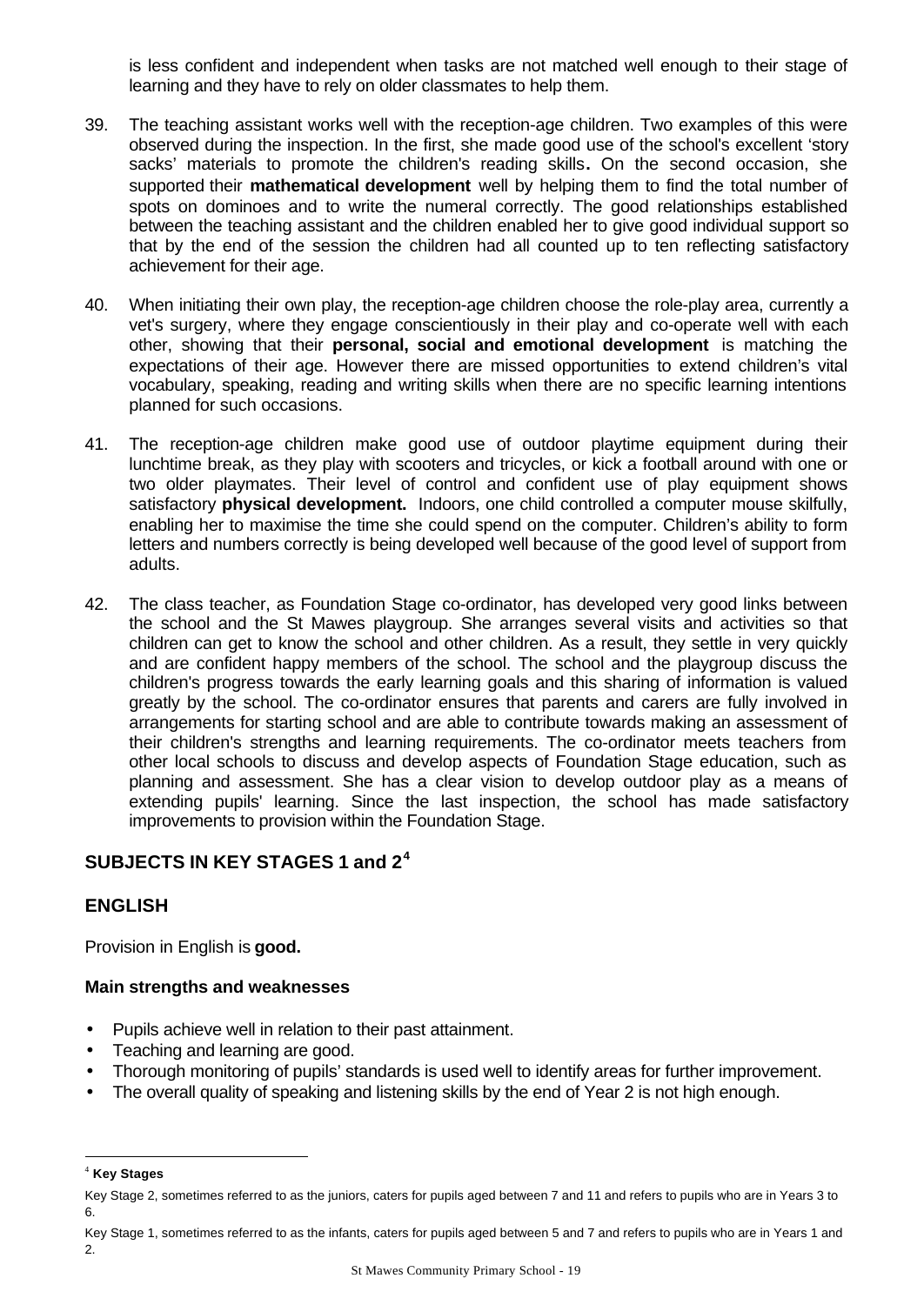is less confident and independent when tasks are not matched well enough to their stage of learning and they have to rely on older classmates to help them.

39. The teaching assistant works well with the reception-age children. Two examples of this were observed during the inspection. In the first, she made good use of the school's excellent 'story sacks' materials to promote the children's reading skills**.** On the second occasion, she supported their **mathematical development** well by helping them to find the total number of spots on dominoes and to write the numeral correctly. The good relationships established between the teaching assistant and the children enabled her to give good individual support so that by the end of the session the children had all counted up to ten reflecting satisfactory achievement for their age.

40. When initiating their own play, the reception-age children choose the role-play area, currently a vet's surgery, where they engage conscientiously in their play and co-operate well with each other, showing that their **personal, social and emotional development** is matching the expectations of their age. However there are missed opportunities to extend children's vital vocabulary, speaking, reading and writing skills when there are no specific learning intentions planned for such occasions.

41. The reception-age children make good use of outdoor playtime equipment during their lunchtime break, as they play with scooters and tricycles, or kick a football around with one or two older playmates. Their level of control and confident use of play equipment shows satisfactory **physical development.** Indoors, one child controlled a computer mouse skilfully, enabling her to maximise the time she could spend on the computer. Children's ability to form letters and numbers correctly is being developed well because of the good level of support from adults.

42. The class teacher, as Foundation Stage co-ordinator, has developed very good links between the school and the St Mawes playgroup. She arranges several visits and activities so that children can get to know the school and other children. As a result, they settle in very quickly and are confident happy members of the school. The school and the playgroup discuss the children's progress towards the early learning goals and this sharing of information is valued greatly by the school. The co-ordinator ensures that parents and carers are fully involved in arrangements for starting school and are able to contribute towards making an assessment of their children's strengths and learning requirements. The co-ordinator meets teachers from other local schools to discuss and develop aspects of Foundation Stage education, such as planning and assessment. She has a clear vision to develop outdoor play as a means of extending pupils' learning. Since the last inspection, the school has made satisfactory improvements to provision within the Foundation Stage.

## SUBJECTS IN KEY STAGES 1 and 2[4]

## ENGLISH

Provision in English is **good.**

### Main strengths and weaknesses

- Pupils achieve well in relation to their past attainment.
- Teaching and learning are good.
- Thorough monitoring of pupils' standards is used well to identify areas for further improvement.
- The overall quality of speaking and listening skills by the end of Year 2 is not high enough.

---

[4] **Key Stages**

Key Stage 2, sometimes referred to as the juniors, caters for pupils aged between 7 and 11 and refers to pupils who are in Years 3 to 6.

Key Stage 1, sometimes referred to as the infants, caters for pupils aged between 5 and 7 and refers to pupils who are in Years 1 and 2.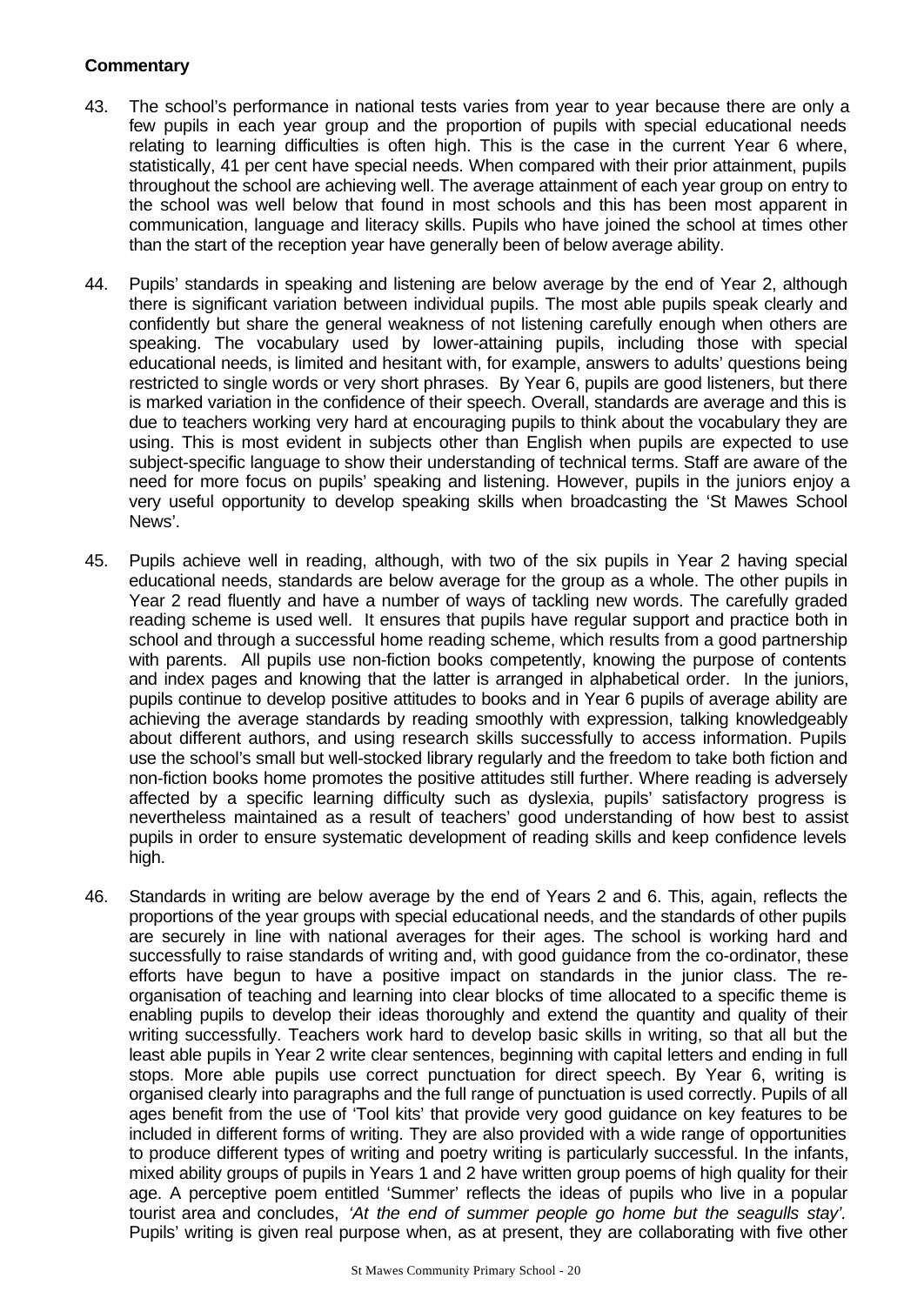**Commentary**

43. The school's performance in national tests varies from year to year because there are only a few pupils in each year group and the proportion of pupils with special educational needs relating to learning difficulties is often high. This is the case in the current Year 6 where, statistically, 41 per cent have special needs. When compared with their prior attainment, pupils throughout the school are achieving well. The average attainment of each year group on entry to the school was well below that found in most schools and this has been most apparent in communication, language and literacy skills. Pupils who have joined the school at times other than the start of the reception year have generally been of below average ability.

44. Pupils' standards in speaking and listening are below average by the end of Year 2, although there is significant variation between individual pupils. The most able pupils speak clearly and confidently but share the general weakness of not listening carefully enough when others are speaking. The vocabulary used by lower-attaining pupils, including those with special educational needs, is limited and hesitant with, for example, answers to adults' questions being restricted to single words or very short phrases. By Year 6, pupils are good listeners, but there is marked variation in the confidence of their speech. Overall, standards are average and this is due to teachers working very hard at encouraging pupils to think about the vocabulary they are using. This is most evident in subjects other than English when pupils are expected to use subject-specific language to show their understanding of technical terms. Staff are aware of the need for more focus on pupils' speaking and listening. However, pupils in the juniors enjoy a very useful opportunity to develop speaking skills when broadcasting the 'St Mawes School News'.

45. Pupils achieve well in reading, although, with two of the six pupils in Year 2 having special educational needs, standards are below average for the group as a whole. The other pupils in Year 2 read fluently and have a number of ways of tackling new words. The carefully graded reading scheme is used well. It ensures that pupils have regular support and practice both in school and through a successful home reading scheme, which results from a good partnership with parents. All pupils use non-fiction books competently, knowing the purpose of contents and index pages and knowing that the latter is arranged in alphabetical order. In the juniors, pupils continue to develop positive attitudes to books and in Year 6 pupils of average ability are achieving the average standards by reading smoothly with expression, talking knowledgeably about different authors, and using research skills successfully to access information. Pupils use the school's small but well-stocked library regularly and the freedom to take both fiction and non-fiction books home promotes the positive attitudes still further. Where reading is adversely affected by a specific learning difficulty such as dyslexia, pupils' satisfactory progress is nevertheless maintained as a result of teachers' good understanding of how best to assist pupils in order to ensure systematic development of reading skills and keep confidence levels high.

46. Standards in writing are below average by the end of Years 2 and 6. This, again, reflects the proportions of the year groups with special educational needs, and the standards of other pupils are securely in line with national averages for their ages. The school is working hard and successfully to raise standards of writing and, with good guidance from the co-ordinator, these efforts have begun to have a positive impact on standards in the junior class. The re-organisation of teaching and learning into clear blocks of time allocated to a specific theme is enabling pupils to develop their ideas thoroughly and extend the quantity and quality of their writing successfully. Teachers work hard to develop basic skills in writing, so that all but the least able pupils in Year 2 write clear sentences, beginning with capital letters and ending in full stops. More able pupils use correct punctuation for direct speech. By Year 6, writing is organised clearly into paragraphs and the full range of punctuation is used correctly. Pupils of all ages benefit from the use of 'Tool kits' that provide very good guidance on key features to be included in different forms of writing. They are also provided with a wide range of opportunities to produce different types of writing and poetry writing is particularly successful. In the infants, mixed ability groups of pupils in Years 1 and 2 have written group poems of high quality for their age. A perceptive poem entitled 'Summer' reflects the ideas of pupils who live in a popular tourist area and concludes, *'At the end of summer people go home but the seagulls stay'.* Pupils' writing is given real purpose when, as at present, they are collaborating with five other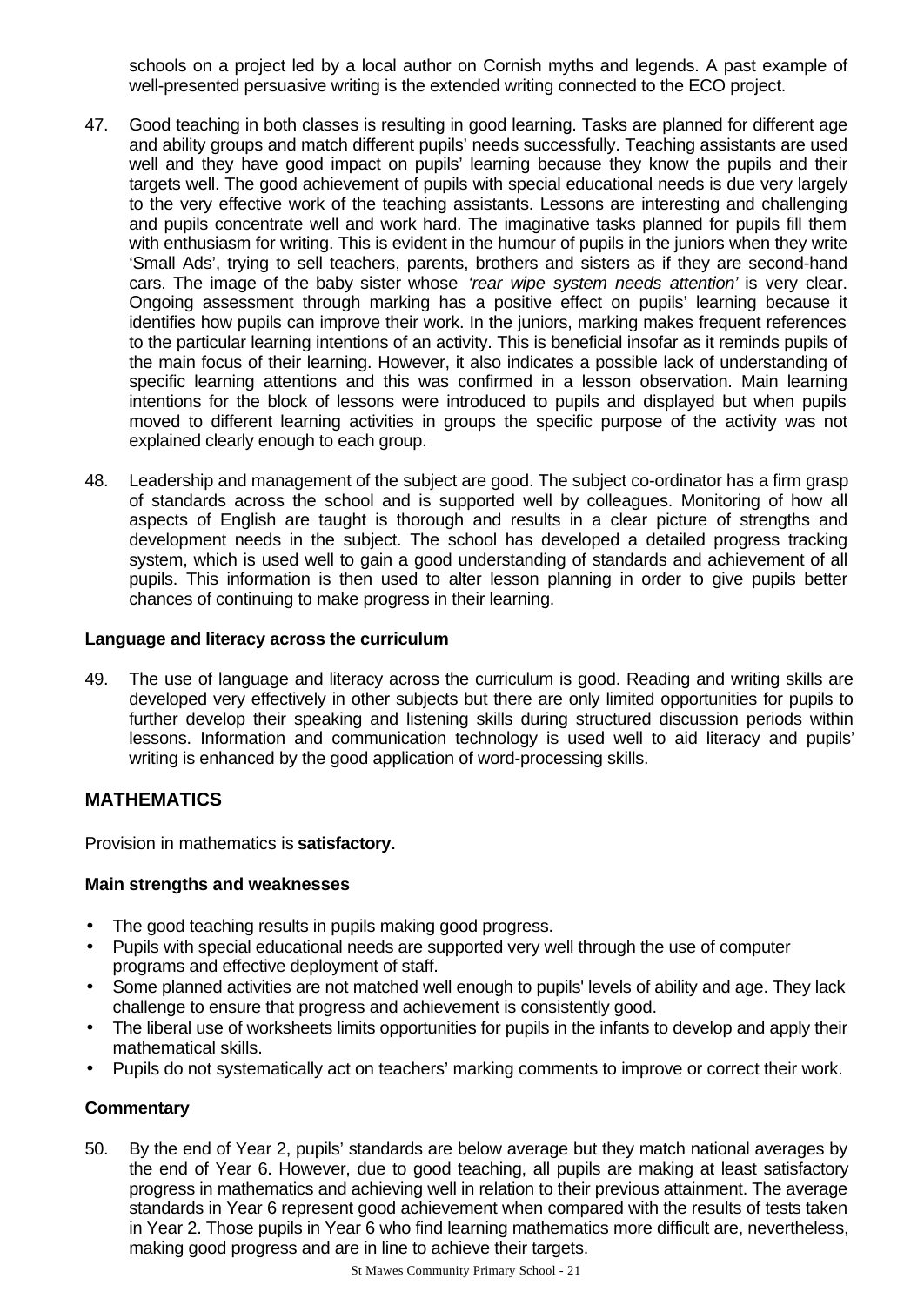schools on a project led by a local author on Cornish myths and legends. A past example of well-presented persuasive writing is the extended writing connected to the ECO project.

47. Good teaching in both classes is resulting in good learning. Tasks are planned for different age and ability groups and match different pupils' needs successfully. Teaching assistants are used well and they have good impact on pupils' learning because they know the pupils and their targets well. The good achievement of pupils with special educational needs is due very largely to the very effective work of the teaching assistants. Lessons are interesting and challenging and pupils concentrate well and work hard. The imaginative tasks planned for pupils fill them with enthusiasm for writing. This is evident in the humour of pupils in the juniors when they write 'Small Ads', trying to sell teachers, parents, brothers and sisters as if they are second-hand cars. The image of the baby sister whose *'rear wipe system needs attention'* is very clear. Ongoing assessment through marking has a positive effect on pupils' learning because it identifies how pupils can improve their work. In the juniors, marking makes frequent references to the particular learning intentions of an activity. This is beneficial insofar as it reminds pupils of the main focus of their learning. However, it also indicates a possible lack of understanding of specific learning attentions and this was confirmed in a lesson observation. Main learning intentions for the block of lessons were introduced to pupils and displayed but when pupils moved to different learning activities in groups the specific purpose of the activity was not explained clearly enough to each group.

48. Leadership and management of the subject are good. The subject co-ordinator has a firm grasp of standards across the school and is supported well by colleagues. Monitoring of how all aspects of English are taught is thorough and results in a clear picture of strengths and development needs in the subject. The school has developed a detailed progress tracking system, which is used well to gain a good understanding of standards and achievement of all pupils. This information is then used to alter lesson planning in order to give pupils better chances of continuing to make progress in their learning.

### Language and literacy across the curriculum

49. The use of language and literacy across the curriculum is good. Reading and writing skills are developed very effectively in other subjects but there are only limited opportunities for pupils to further develop their speaking and listening skills during structured discussion periods within lessons. Information and communication technology is used well to aid literacy and pupils' writing is enhanced by the good application of word-processing skills.

## MATHEMATICS

Provision in mathematics is **satisfactory.**

### Main strengths and weaknesses

- The good teaching results in pupils making good progress.
- Pupils with special educational needs are supported very well through the use of computer programs and effective deployment of staff.
- Some planned activities are not matched well enough to pupils' levels of ability and age. They lack challenge to ensure that progress and achievement is consistently good.
- The liberal use of worksheets limits opportunities for pupils in the infants to develop and apply their mathematical skills.
- Pupils do not systematically act on teachers' marking comments to improve or correct their work.

### Commentary

50. By the end of Year 2, pupils' standards are below average but they match national averages by the end of Year 6. However, due to good teaching, all pupils are making at least satisfactory progress in mathematics and achieving well in relation to their previous attainment. The average standards in Year 6 represent good achievement when compared with the results of tests taken in Year 2. Those pupils in Year 6 who find learning mathematics more difficult are, nevertheless, making good progress and are in line to achieve their targets.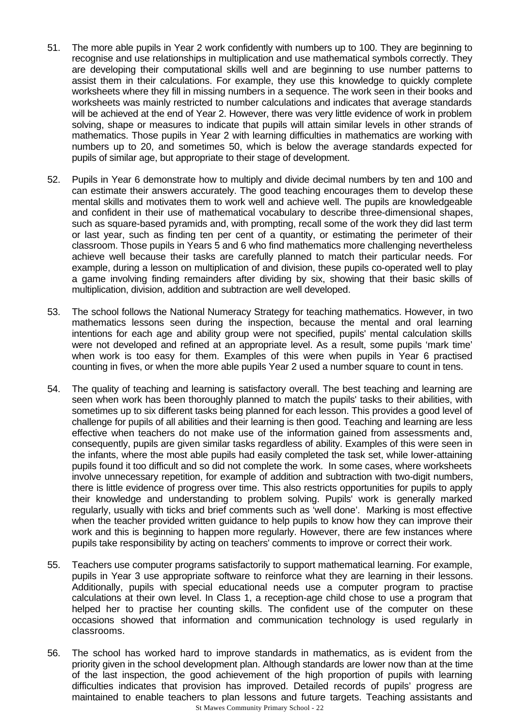51. The more able pupils in Year 2 work confidently with numbers up to 100. They are beginning to recognise and use relationships in multiplication and use mathematical symbols correctly. They are developing their computational skills well and are beginning to use number patterns to assist them in their calculations. For example, they use this knowledge to quickly complete worksheets where they fill in missing numbers in a sequence. The work seen in their books and worksheets was mainly restricted to number calculations and indicates that average standards will be achieved at the end of Year 2. However, there was very little evidence of work in problem solving, shape or measures to indicate that pupils will attain similar levels in other strands of mathematics. Those pupils in Year 2 with learning difficulties in mathematics are working with numbers up to 20, and sometimes 50, which is below the average standards expected for pupils of similar age, but appropriate to their stage of development.

52. Pupils in Year 6 demonstrate how to multiply and divide decimal numbers by ten and 100 and can estimate their answers accurately. The good teaching encourages them to develop these mental skills and motivates them to work well and achieve well. The pupils are knowledgeable and confident in their use of mathematical vocabulary to describe three-dimensional shapes, such as square-based pyramids and, with prompting, recall some of the work they did last term or last year, such as finding ten per cent of a quantity, or estimating the perimeter of their classroom. Those pupils in Years 5 and 6 who find mathematics more challenging nevertheless achieve well because their tasks are carefully planned to match their particular needs. For example, during a lesson on multiplication of and division, these pupils co-operated well to play a game involving finding remainders after dividing by six, showing that their basic skills of multiplication, division, addition and subtraction are well developed.

53. The school follows the National Numeracy Strategy for teaching mathematics. However, in two mathematics lessons seen during the inspection, because the mental and oral learning intentions for each age and ability group were not specified, pupils' mental calculation skills were not developed and refined at an appropriate level. As a result, some pupils 'mark time' when work is too easy for them. Examples of this were when pupils in Year 6 practised counting in fives, or when the more able pupils Year 2 used a number square to count in tens.

54. The quality of teaching and learning is satisfactory overall. The best teaching and learning are seen when work has been thoroughly planned to match the pupils' tasks to their abilities, with sometimes up to six different tasks being planned for each lesson. This provides a good level of challenge for pupils of all abilities and their learning is then good. Teaching and learning are less effective when teachers do not make use of the information gained from assessments and, consequently, pupils are given similar tasks regardless of ability. Examples of this were seen in the infants, where the most able pupils had easily completed the task set, while lower-attaining pupils found it too difficult and so did not complete the work. In some cases, where worksheets involve unnecessary repetition, for example of addition and subtraction with two-digit numbers, there is little evidence of progress over time. This also restricts opportunities for pupils to apply their knowledge and understanding to problem solving. Pupils' work is generally marked regularly, usually with ticks and brief comments such as 'well done'. Marking is most effective when the teacher provided written guidance to help pupils to know how they can improve their work and this is beginning to happen more regularly. However, there are few instances where pupils take responsibility by acting on teachers' comments to improve or correct their work.

55. Teachers use computer programs satisfactorily to support mathematical learning. For example, pupils in Year 3 use appropriate software to reinforce what they are learning in their lessons. Additionally, pupils with special educational needs use a computer program to practise calculations at their own level. In Class 1, a reception-age child chose to use a program that helped her to practise her counting skills. The confident use of the computer on these occasions showed that information and communication technology is used regularly in classrooms.

56. The school has worked hard to improve standards in mathematics, as is evident from the priority given in the school development plan. Although standards are lower now than at the time of the last inspection, the good achievement of the high proportion of pupils with learning difficulties indicates that provision has improved. Detailed records of pupils' progress are maintained to enable teachers to plan lessons and future targets. Teaching assistants and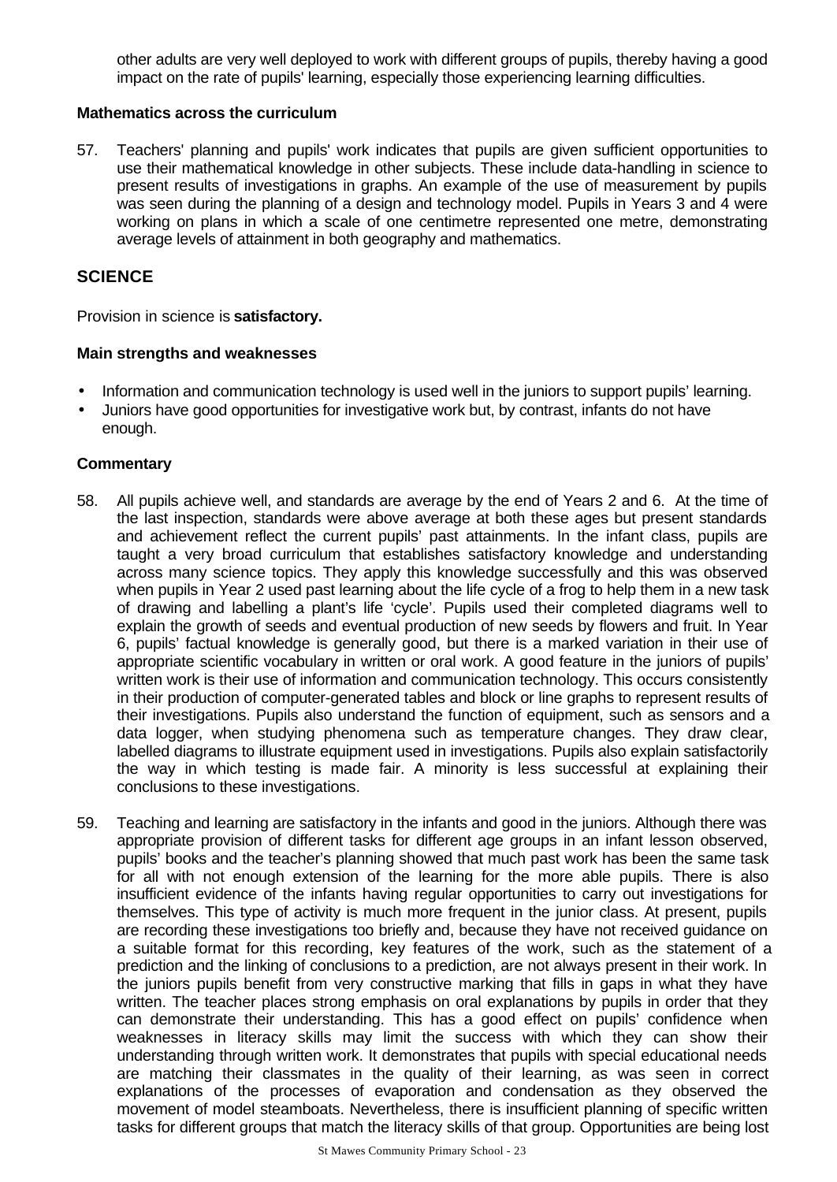other adults are very well deployed to work with different groups of pupils, thereby having a good impact on the rate of pupils' learning, especially those experiencing learning difficulties.

**Mathematics across the curriculum**

57. Teachers' planning and pupils' work indicates that pupils are given sufficient opportunities to use their mathematical knowledge in other subjects. These include data-handling in science to present results of investigations in graphs. An example of the use of measurement by pupils was seen during the planning of a design and technology model. Pupils in Years 3 and 4 were working on plans in which a scale of one centimetre represented one metre, demonstrating average levels of attainment in both geography and mathematics.

## SCIENCE

Provision in science is **satisfactory.**

**Main strengths and weaknesses**

- Information and communication technology is used well in the juniors to support pupils' learning.
- Juniors have good opportunities for investigative work but, by contrast, infants do not have enough.

**Commentary**

58. All pupils achieve well, and standards are average by the end of Years 2 and 6. At the time of the last inspection, standards were above average at both these ages but present standards and achievement reflect the current pupils' past attainments. In the infant class, pupils are taught a very broad curriculum that establishes satisfactory knowledge and understanding across many science topics. They apply this knowledge successfully and this was observed when pupils in Year 2 used past learning about the life cycle of a frog to help them in a new task of drawing and labelling a plant's life 'cycle'. Pupils used their completed diagrams well to explain the growth of seeds and eventual production of new seeds by flowers and fruit. In Year 6, pupils' factual knowledge is generally good, but there is a marked variation in their use of appropriate scientific vocabulary in written or oral work. A good feature in the juniors of pupils' written work is their use of information and communication technology. This occurs consistently in their production of computer-generated tables and block or line graphs to represent results of their investigations. Pupils also understand the function of equipment, such as sensors and a data logger, when studying phenomena such as temperature changes. They draw clear, labelled diagrams to illustrate equipment used in investigations. Pupils also explain satisfactorily the way in which testing is made fair. A minority is less successful at explaining their conclusions to these investigations.

59. Teaching and learning are satisfactory in the infants and good in the juniors. Although there was appropriate provision of different tasks for different age groups in an infant lesson observed, pupils' books and the teacher's planning showed that much past work has been the same task for all with not enough extension of the learning for the more able pupils. There is also insufficient evidence of the infants having regular opportunities to carry out investigations for themselves. This type of activity is much more frequent in the junior class. At present, pupils are recording these investigations too briefly and, because they have not received guidance on a suitable format for this recording, key features of the work, such as the statement of a prediction and the linking of conclusions to a prediction, are not always present in their work. In the juniors pupils benefit from very constructive marking that fills in gaps in what they have written. The teacher places strong emphasis on oral explanations by pupils in order that they can demonstrate their understanding. This has a good effect on pupils' confidence when weaknesses in literacy skills may limit the success with which they can show their understanding through written work. It demonstrates that pupils with special educational needs are matching their classmates in the quality of their learning, as was seen in correct explanations of the processes of evaporation and condensation as they observed the movement of model steamboats. Nevertheless, there is insufficient planning of specific written tasks for different groups that match the literacy skills of that group. Opportunities are being lost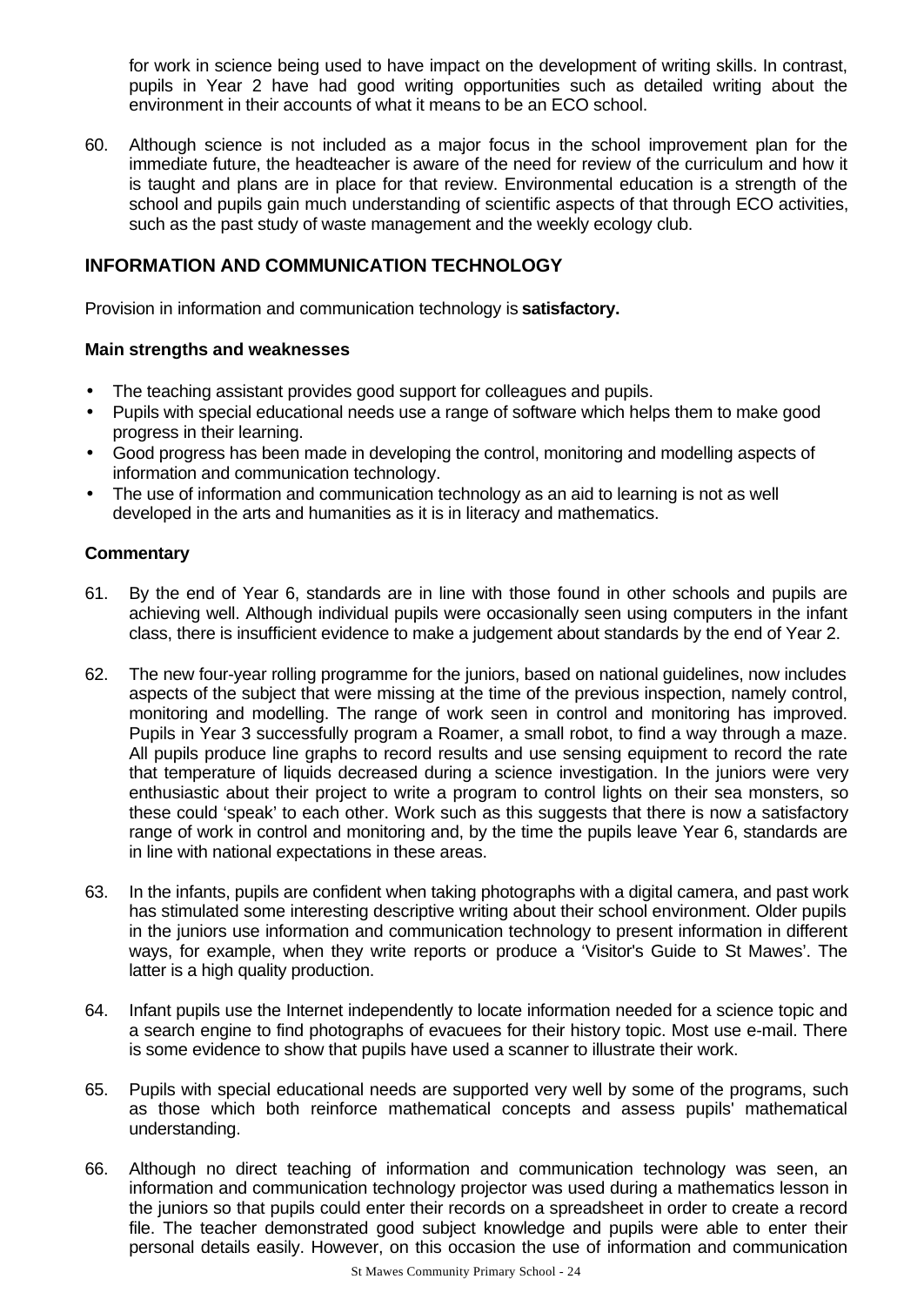for work in science being used to have impact on the development of writing skills. In contrast, pupils in Year 2 have had good writing opportunities such as detailed writing about the environment in their accounts of what it means to be an ECO school.

60. Although science is not included as a major focus in the school improvement plan for the immediate future, the headteacher is aware of the need for review of the curriculum and how it is taught and plans are in place for that review. Environmental education is a strength of the school and pupils gain much understanding of scientific aspects of that through ECO activities, such as the past study of waste management and the weekly ecology club.

## INFORMATION AND COMMUNICATION TECHNOLOGY

Provision in information and communication technology is **satisfactory.**

### Main strengths and weaknesses

- The teaching assistant provides good support for colleagues and pupils.
- Pupils with special educational needs use a range of software which helps them to make good progress in their learning.
- Good progress has been made in developing the control, monitoring and modelling aspects of information and communication technology.
- The use of information and communication technology as an aid to learning is not as well developed in the arts and humanities as it is in literacy and mathematics.

### Commentary

61. By the end of Year 6, standards are in line with those found in other schools and pupils are achieving well. Although individual pupils were occasionally seen using computers in the infant class, there is insufficient evidence to make a judgement about standards by the end of Year 2.

62. The new four-year rolling programme for the juniors, based on national guidelines, now includes aspects of the subject that were missing at the time of the previous inspection, namely control, monitoring and modelling. The range of work seen in control and monitoring has improved. Pupils in Year 3 successfully program a Roamer, a small robot, to find a way through a maze. All pupils produce line graphs to record results and use sensing equipment to record the rate that temperature of liquids decreased during a science investigation. In the juniors were very enthusiastic about their project to write a program to control lights on their sea monsters, so these could 'speak' to each other. Work such as this suggests that there is now a satisfactory range of work in control and monitoring and, by the time the pupils leave Year 6, standards are in line with national expectations in these areas.

63. In the infants, pupils are confident when taking photographs with a digital camera, and past work has stimulated some interesting descriptive writing about their school environment. Older pupils in the juniors use information and communication technology to present information in different ways, for example, when they write reports or produce a 'Visitor's Guide to St Mawes'. The latter is a high quality production.

64. Infant pupils use the Internet independently to locate information needed for a science topic and a search engine to find photographs of evacuees for their history topic. Most use e-mail. There is some evidence to show that pupils have used a scanner to illustrate their work.

65. Pupils with special educational needs are supported very well by some of the programs, such as those which both reinforce mathematical concepts and assess pupils' mathematical understanding.

66. Although no direct teaching of information and communication technology was seen, an information and communication technology projector was used during a mathematics lesson in the juniors so that pupils could enter their records on a spreadsheet in order to create a record file. The teacher demonstrated good subject knowledge and pupils were able to enter their personal details easily. However, on this occasion the use of information and communication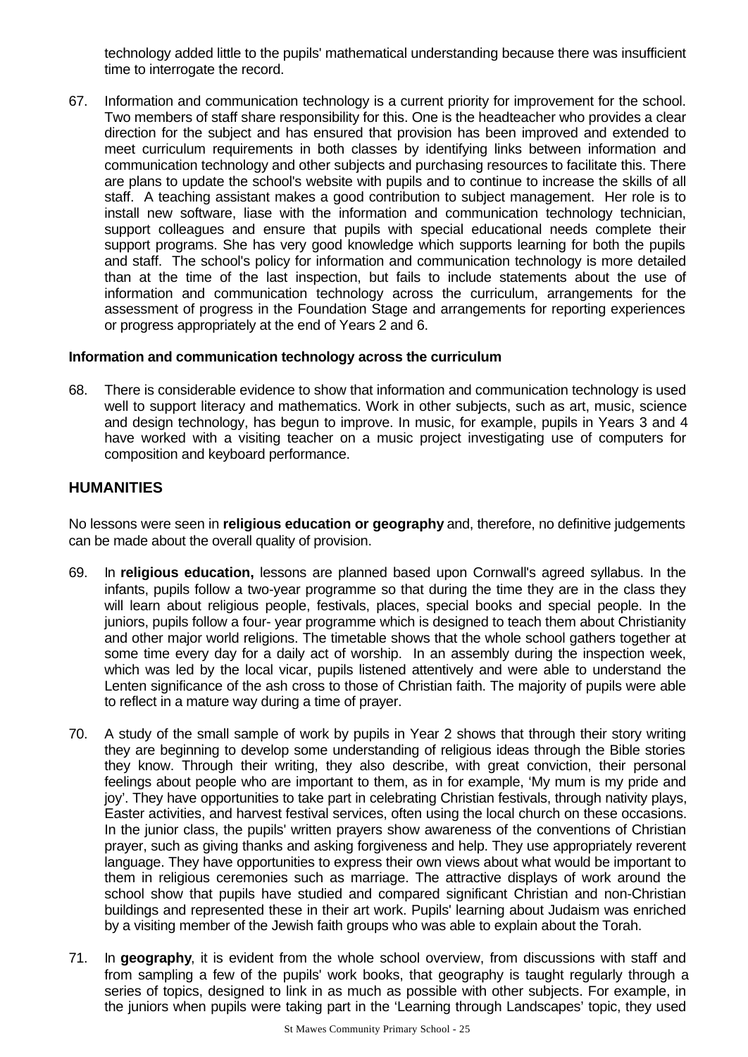technology added little to the pupils' mathematical understanding because there was insufficient time to interrogate the record.

67. Information and communication technology is a current priority for improvement for the school. Two members of staff share responsibility for this. One is the headteacher who provides a clear direction for the subject and has ensured that provision has been improved and extended to meet curriculum requirements in both classes by identifying links between information and communication technology and other subjects and purchasing resources to facilitate this. There are plans to update the school's website with pupils and to continue to increase the skills of all staff. A teaching assistant makes a good contribution to subject management. Her role is to install new software, liase with the information and communication technology technician, support colleagues and ensure that pupils with special educational needs complete their support programs. She has very good knowledge which supports learning for both the pupils and staff. The school's policy for information and communication technology is more detailed than at the time of the last inspection, but fails to include statements about the use of information and communication technology across the curriculum, arrangements for the assessment of progress in the Foundation Stage and arrangements for reporting experiences or progress appropriately at the end of Years 2 and 6.

**Information and communication technology across the curriculum**

68. There is considerable evidence to show that information and communication technology is used well to support literacy and mathematics. Work in other subjects, such as art, music, science and design technology, has begun to improve. In music, for example, pupils in Years 3 and 4 have worked with a visiting teacher on a music project investigating use of computers for composition and keyboard performance.

## HUMANITIES

No lessons were seen in **religious education or geography** and, therefore, no definitive judgements can be made about the overall quality of provision.

69. In **religious education,** lessons are planned based upon Cornwall's agreed syllabus. In the infants, pupils follow a two-year programme so that during the time they are in the class they will learn about religious people, festivals, places, special books and special people. In the juniors, pupils follow a four- year programme which is designed to teach them about Christianity and other major world religions. The timetable shows that the whole school gathers together at some time every day for a daily act of worship. In an assembly during the inspection week, which was led by the local vicar, pupils listened attentively and were able to understand the Lenten significance of the ash cross to those of Christian faith. The majority of pupils were able to reflect in a mature way during a time of prayer.

70. A study of the small sample of work by pupils in Year 2 shows that through their story writing they are beginning to develop some understanding of religious ideas through the Bible stories they know. Through their writing, they also describe, with great conviction, their personal feelings about people who are important to them, as in for example, 'My mum is my pride and joy'. They have opportunities to take part in celebrating Christian festivals, through nativity plays, Easter activities, and harvest festival services, often using the local church on these occasions. In the junior class, the pupils' written prayers show awareness of the conventions of Christian prayer, such as giving thanks and asking forgiveness and help. They use appropriately reverent language. They have opportunities to express their own views about what would be important to them in religious ceremonies such as marriage. The attractive displays of work around the school show that pupils have studied and compared significant Christian and non-Christian buildings and represented these in their art work. Pupils' learning about Judaism was enriched by a visiting member of the Jewish faith groups who was able to explain about the Torah.

71. In **geography**, it is evident from the whole school overview, from discussions with staff and from sampling a few of the pupils' work books, that geography is taught regularly through a series of topics, designed to link in as much as possible with other subjects. For example, in the juniors when pupils were taking part in the 'Learning through Landscapes' topic, they used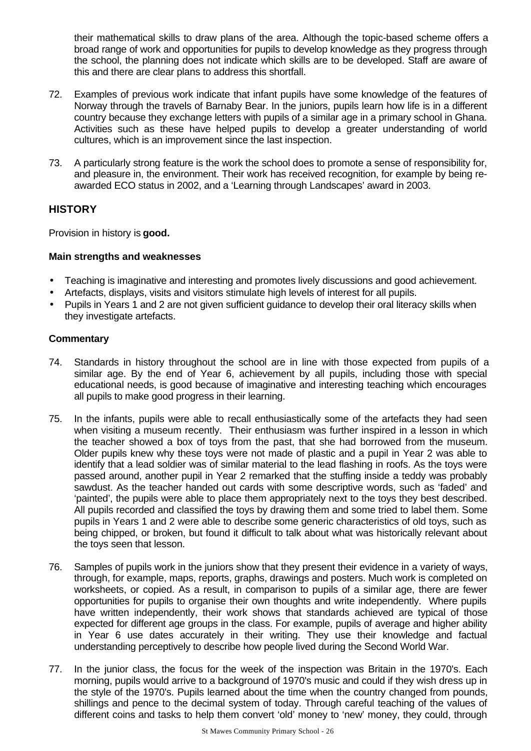their mathematical skills to draw plans of the area. Although the topic-based scheme offers a broad range of work and opportunities for pupils to develop knowledge as they progress through the school, the planning does not indicate which skills are to be developed. Staff are aware of this and there are clear plans to address this shortfall.

72. Examples of previous work indicate that infant pupils have some knowledge of the features of Norway through the travels of Barnaby Bear. In the juniors, pupils learn how life is in a different country because they exchange letters with pupils of a similar age in a primary school in Ghana. Activities such as these have helped pupils to develop a greater understanding of world cultures, which is an improvement since the last inspection.

73. A particularly strong feature is the work the school does to promote a sense of responsibility for, and pleasure in, the environment. Their work has received recognition, for example by being re-awarded ECO status in 2002, and a 'Learning through Landscapes' award in 2003.

## HISTORY

Provision in history is **good.**

### Main strengths and weaknesses

- Teaching is imaginative and interesting and promotes lively discussions and good achievement.
- Artefacts, displays, visits and visitors stimulate high levels of interest for all pupils.
- Pupils in Years 1 and 2 are not given sufficient guidance to develop their oral literacy skills when they investigate artefacts.

### Commentary

74. Standards in history throughout the school are in line with those expected from pupils of a similar age. By the end of Year 6, achievement by all pupils, including those with special educational needs, is good because of imaginative and interesting teaching which encourages all pupils to make good progress in their learning.

75. In the infants, pupils were able to recall enthusiastically some of the artefacts they had seen when visiting a museum recently. Their enthusiasm was further inspired in a lesson in which the teacher showed a box of toys from the past, that she had borrowed from the museum. Older pupils knew why these toys were not made of plastic and a pupil in Year 2 was able to identify that a lead soldier was of similar material to the lead flashing in roofs. As the toys were passed around, another pupil in Year 2 remarked that the stuffing inside a teddy was probably sawdust. As the teacher handed out cards with some descriptive words, such as 'faded' and 'painted', the pupils were able to place them appropriately next to the toys they best described. All pupils recorded and classified the toys by drawing them and some tried to label them. Some pupils in Years 1 and 2 were able to describe some generic characteristics of old toys, such as being chipped, or broken, but found it difficult to talk about what was historically relevant about the toys seen that lesson.

76. Samples of pupils work in the juniors show that they present their evidence in a variety of ways, through, for example, maps, reports, graphs, drawings and posters. Much work is completed on worksheets, or copied. As a result, in comparison to pupils of a similar age, there are fewer opportunities for pupils to organise their own thoughts and write independently. Where pupils have written independently, their work shows that standards achieved are typical of those expected for different age groups in the class. For example, pupils of average and higher ability in Year 6 use dates accurately in their writing. They use their knowledge and factual understanding perceptively to describe how people lived during the Second World War.

77. In the junior class, the focus for the week of the inspection was Britain in the 1970's. Each morning, pupils would arrive to a background of 1970's music and could if they wish dress up in the style of the 1970's. Pupils learned about the time when the country changed from pounds, shillings and pence to the decimal system of today. Through careful teaching of the values of different coins and tasks to help them convert 'old' money to 'new' money, they could, through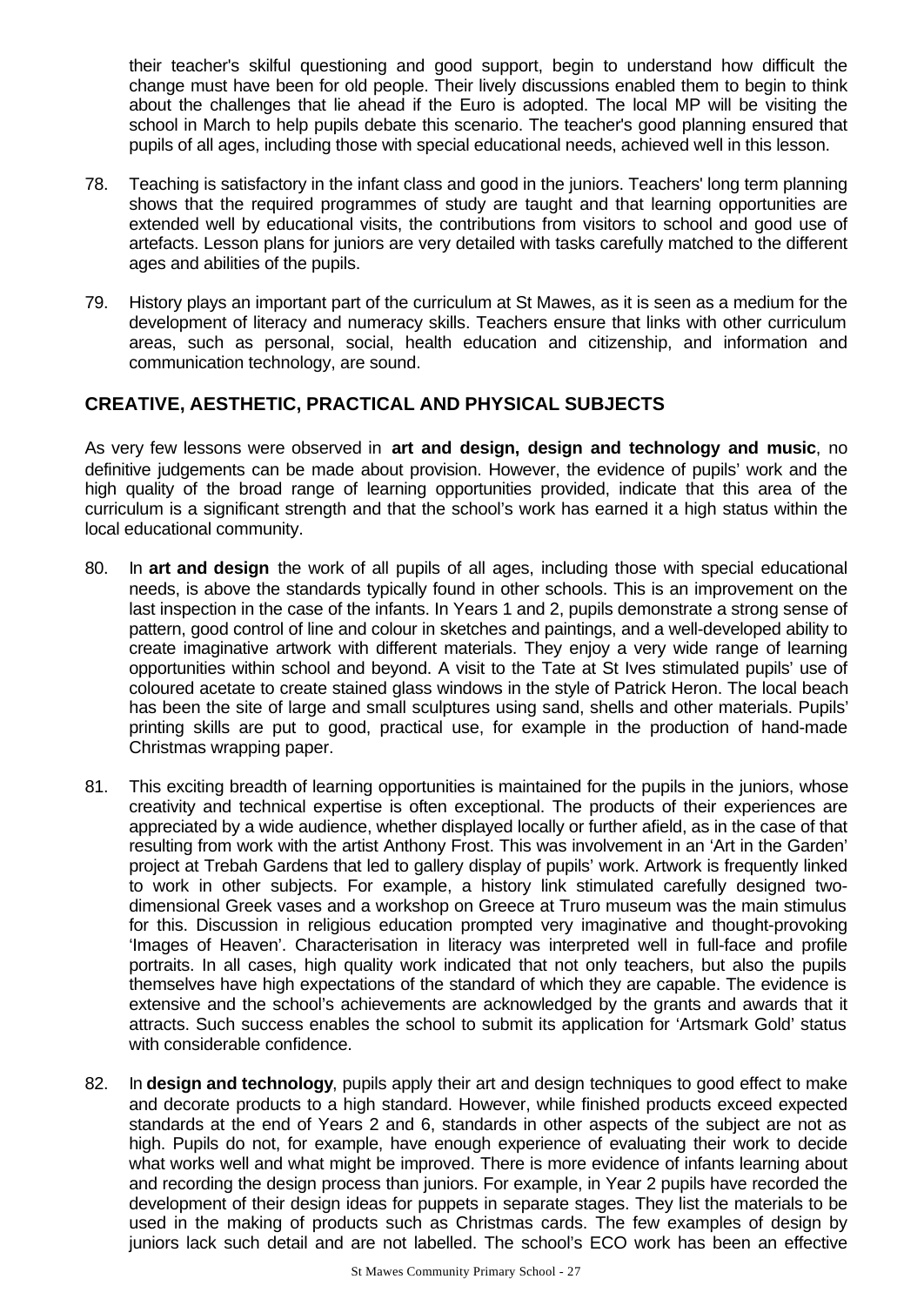their teacher's skilful questioning and good support, begin to understand how difficult the change must have been for old people. Their lively discussions enabled them to begin to think about the challenges that lie ahead if the Euro is adopted. The local MP will be visiting the school in March to help pupils debate this scenario. The teacher's good planning ensured that pupils of all ages, including those with special educational needs, achieved well in this lesson.

78. Teaching is satisfactory in the infant class and good in the juniors. Teachers' long term planning shows that the required programmes of study are taught and that learning opportunities are extended well by educational visits, the contributions from visitors to school and good use of artefacts. Lesson plans for juniors are very detailed with tasks carefully matched to the different ages and abilities of the pupils.

79. History plays an important part of the curriculum at St Mawes, as it is seen as a medium for the development of literacy and numeracy skills. Teachers ensure that links with other curriculum areas, such as personal, social, health education and citizenship, and information and communication technology, are sound.

## CREATIVE, AESTHETIC, PRACTICAL AND PHYSICAL SUBJECTS

As very few lessons were observed in **art and design, design and technology and music**, no definitive judgements can be made about provision. However, the evidence of pupils' work and the high quality of the broad range of learning opportunities provided, indicate that this area of the curriculum is a significant strength and that the school's work has earned it a high status within the local educational community.

80. In **art and design** the work of all pupils of all ages, including those with special educational needs, is above the standards typically found in other schools. This is an improvement on the last inspection in the case of the infants. In Years 1 and 2, pupils demonstrate a strong sense of pattern, good control of line and colour in sketches and paintings, and a well-developed ability to create imaginative artwork with different materials. They enjoy a very wide range of learning opportunities within school and beyond. A visit to the Tate at St Ives stimulated pupils' use of coloured acetate to create stained glass windows in the style of Patrick Heron. The local beach has been the site of large and small sculptures using sand, shells and other materials. Pupils' printing skills are put to good, practical use, for example in the production of hand-made Christmas wrapping paper.

81. This exciting breadth of learning opportunities is maintained for the pupils in the juniors, whose creativity and technical expertise is often exceptional. The products of their experiences are appreciated by a wide audience, whether displayed locally or further afield, as in the case of that resulting from work with the artist Anthony Frost. This was involvement in an 'Art in the Garden' project at Trebah Gardens that led to gallery display of pupils' work. Artwork is frequently linked to work in other subjects. For example, a history link stimulated carefully designed two-dimensional Greek vases and a workshop on Greece at Truro museum was the main stimulus for this. Discussion in religious education prompted very imaginative and thought-provoking 'Images of Heaven'. Characterisation in literacy was interpreted well in full-face and profile portraits. In all cases, high quality work indicated that not only teachers, but also the pupils themselves have high expectations of the standard of which they are capable. The evidence is extensive and the school's achievements are acknowledged by the grants and awards that it attracts. Such success enables the school to submit its application for 'Artsmark Gold' status with considerable confidence.

82. In **design and technology**, pupils apply their art and design techniques to good effect to make and decorate products to a high standard. However, while finished products exceed expected standards at the end of Years 2 and 6, standards in other aspects of the subject are not as high. Pupils do not, for example, have enough experience of evaluating their work to decide what works well and what might be improved. There is more evidence of infants learning about and recording the design process than juniors. For example, in Year 2 pupils have recorded the development of their design ideas for puppets in separate stages. They list the materials to be used in the making of products such as Christmas cards. The few examples of design by juniors lack such detail and are not labelled. The school's ECO work has been an effective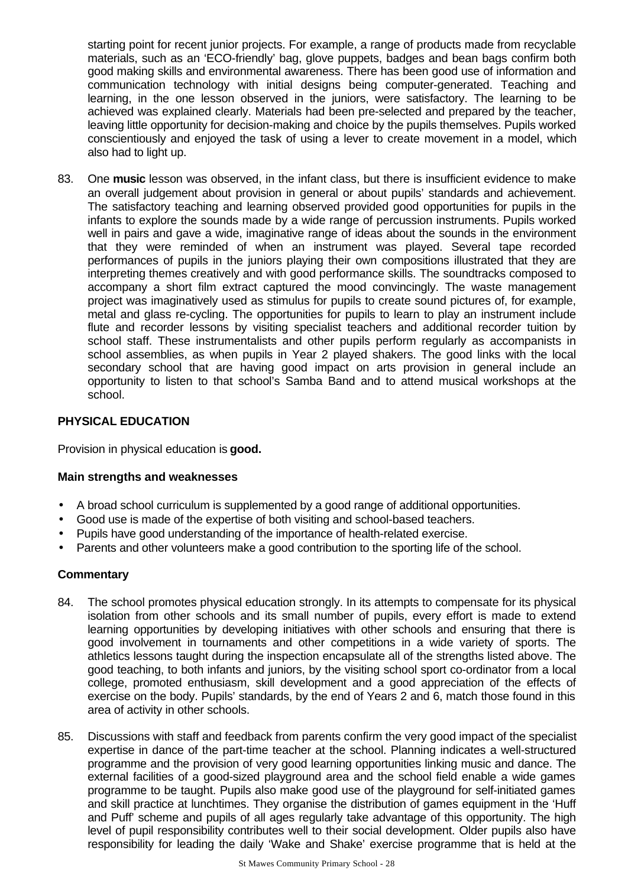starting point for recent junior projects. For example, a range of products made from recyclable materials, such as an 'ECO-friendly' bag, glove puppets, badges and bean bags confirm both good making skills and environmental awareness. There has been good use of information and communication technology with initial designs being computer-generated. Teaching and learning, in the one lesson observed in the juniors, were satisfactory. The learning to be achieved was explained clearly. Materials had been pre-selected and prepared by the teacher, leaving little opportunity for decision-making and choice by the pupils themselves. Pupils worked conscientiously and enjoyed the task of using a lever to create movement in a model, which also had to light up.

83. One **music** lesson was observed, in the infant class, but there is insufficient evidence to make an overall judgement about provision in general or about pupils' standards and achievement. The satisfactory teaching and learning observed provided good opportunities for pupils in the infants to explore the sounds made by a wide range of percussion instruments. Pupils worked well in pairs and gave a wide, imaginative range of ideas about the sounds in the environment that they were reminded of when an instrument was played. Several tape recorded performances of pupils in the juniors playing their own compositions illustrated that they are interpreting themes creatively and with good performance skills. The soundtracks composed to accompany a short film extract captured the mood convincingly. The waste management project was imaginatively used as stimulus for pupils to create sound pictures of, for example, metal and glass re-cycling. The opportunities for pupils to learn to play an instrument include flute and recorder lessons by visiting specialist teachers and additional recorder tuition by school staff. These instrumentalists and other pupils perform regularly as accompanists in school assemblies, as when pupils in Year 2 played shakers. The good links with the local secondary school that are having good impact on arts provision in general include an opportunity to listen to that school's Samba Band and to attend musical workshops at the school.

## PHYSICAL EDUCATION

Provision in physical education is **good.**

### Main strengths and weaknesses

- A broad school curriculum is supplemented by a good range of additional opportunities.
- Good use is made of the expertise of both visiting and school-based teachers.
- Pupils have good understanding of the importance of health-related exercise.
- Parents and other volunteers make a good contribution to the sporting life of the school.

### Commentary

84. The school promotes physical education strongly. In its attempts to compensate for its physical isolation from other schools and its small number of pupils, every effort is made to extend learning opportunities by developing initiatives with other schools and ensuring that there is good involvement in tournaments and other competitions in a wide variety of sports. The athletics lessons taught during the inspection encapsulate all of the strengths listed above. The good teaching, to both infants and juniors, by the visiting school sport co-ordinator from a local college, promoted enthusiasm, skill development and a good appreciation of the effects of exercise on the body. Pupils' standards, by the end of Years 2 and 6, match those found in this area of activity in other schools.

85. Discussions with staff and feedback from parents confirm the very good impact of the specialist expertise in dance of the part-time teacher at the school. Planning indicates a well-structured programme and the provision of very good learning opportunities linking music and dance. The external facilities of a good-sized playground area and the school field enable a wide games programme to be taught. Pupils also make good use of the playground for self-initiated games and skill practice at lunchtimes. They organise the distribution of games equipment in the 'Huff and Puff' scheme and pupils of all ages regularly take advantage of this opportunity. The high level of pupil responsibility contributes well to their social development. Older pupils also have responsibility for leading the daily 'Wake and Shake' exercise programme that is held at the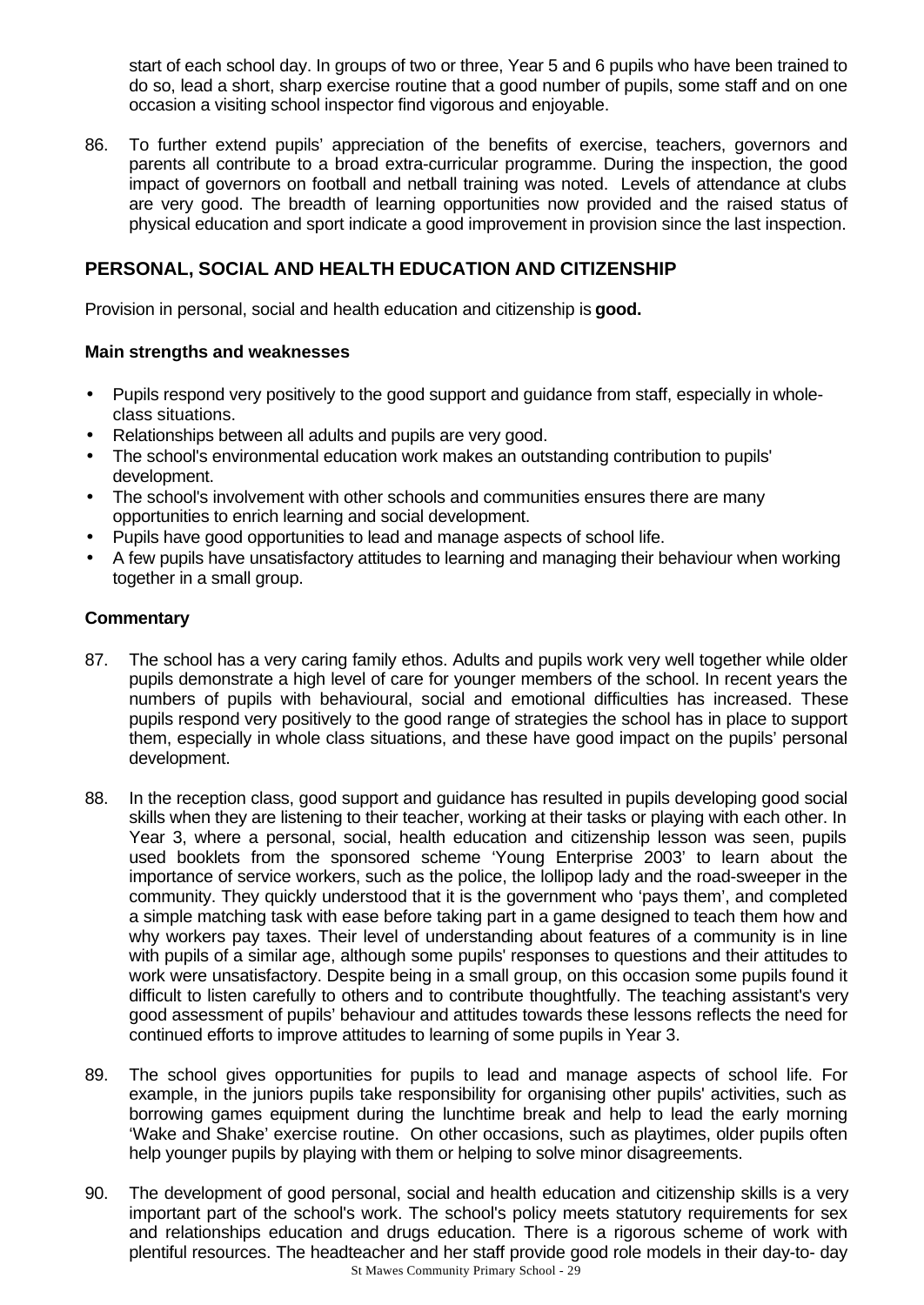start of each school day. In groups of two or three, Year 5 and 6 pupils who have been trained to do so, lead a short, sharp exercise routine that a good number of pupils, some staff and on one occasion a visiting school inspector find vigorous and enjoyable.

86. To further extend pupils' appreciation of the benefits of exercise, teachers, governors and parents all contribute to a broad extra-curricular programme. During the inspection, the good impact of governors on football and netball training was noted. Levels of attendance at clubs are very good. The breadth of learning opportunities now provided and the raised status of physical education and sport indicate a good improvement in provision since the last inspection.

## PERSONAL, SOCIAL AND HEALTH EDUCATION AND CITIZENSHIP

Provision in personal, social and health education and citizenship is **good.**

### Main strengths and weaknesses

- Pupils respond very positively to the good support and guidance from staff, especially in whole-class situations.
- Relationships between all adults and pupils are very good.
- The school's environmental education work makes an outstanding contribution to pupils' development.
- The school's involvement with other schools and communities ensures there are many opportunities to enrich learning and social development.
- Pupils have good opportunities to lead and manage aspects of school life.
- A few pupils have unsatisfactory attitudes to learning and managing their behaviour when working together in a small group.

### Commentary

87. The school has a very caring family ethos. Adults and pupils work very well together while older pupils demonstrate a high level of care for younger members of the school. In recent years the numbers of pupils with behavioural, social and emotional difficulties has increased. These pupils respond very positively to the good range of strategies the school has in place to support them, especially in whole class situations, and these have good impact on the pupils' personal development.

88. In the reception class, good support and guidance has resulted in pupils developing good social skills when they are listening to their teacher, working at their tasks or playing with each other. In Year 3, where a personal, social, health education and citizenship lesson was seen, pupils used booklets from the sponsored scheme 'Young Enterprise 2003' to learn about the importance of service workers, such as the police, the lollipop lady and the road-sweeper in the community. They quickly understood that it is the government who 'pays them', and completed a simple matching task with ease before taking part in a game designed to teach them how and why workers pay taxes. Their level of understanding about features of a community is in line with pupils of a similar age, although some pupils' responses to questions and their attitudes to work were unsatisfactory. Despite being in a small group, on this occasion some pupils found it difficult to listen carefully to others and to contribute thoughtfully. The teaching assistant's very good assessment of pupils' behaviour and attitudes towards these lessons reflects the need for continued efforts to improve attitudes to learning of some pupils in Year 3.

89. The school gives opportunities for pupils to lead and manage aspects of school life. For example, in the juniors pupils take responsibility for organising other pupils' activities, such as borrowing games equipment during the lunchtime break and help to lead the early morning 'Wake and Shake' exercise routine. On other occasions, such as playtimes, older pupils often help younger pupils by playing with them or helping to solve minor disagreements.

90. The development of good personal, social and health education and citizenship skills is a very important part of the school's work. The school's policy meets statutory requirements for sex and relationships education and drugs education. There is a rigorous scheme of work with plentiful resources. The headteacher and her staff provide good role models in their day-to- day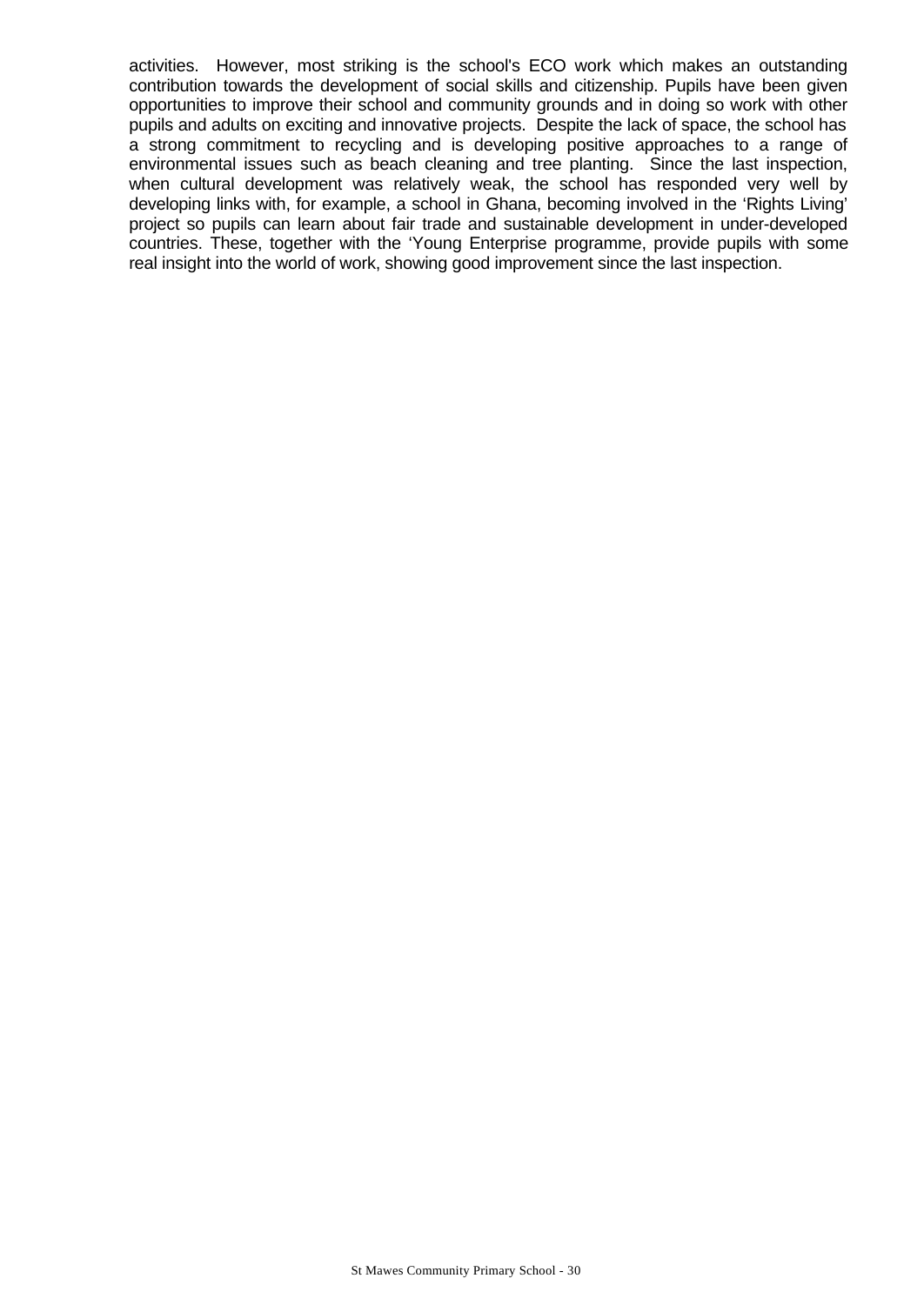activities. However, most striking is the school's ECO work which makes an outstanding contribution towards the development of social skills and citizenship. Pupils have been given opportunities to improve their school and community grounds and in doing so work with other pupils and adults on exciting and innovative projects. Despite the lack of space, the school has a strong commitment to recycling and is developing positive approaches to a range of environmental issues such as beach cleaning and tree planting. Since the last inspection, when cultural development was relatively weak, the school has responded very well by developing links with, for example, a school in Ghana, becoming involved in the 'Rights Living' project so pupils can learn about fair trade and sustainable development in under-developed countries. These, together with the 'Young Enterprise programme, provide pupils with some real insight into the world of work, showing good improvement since the last inspection.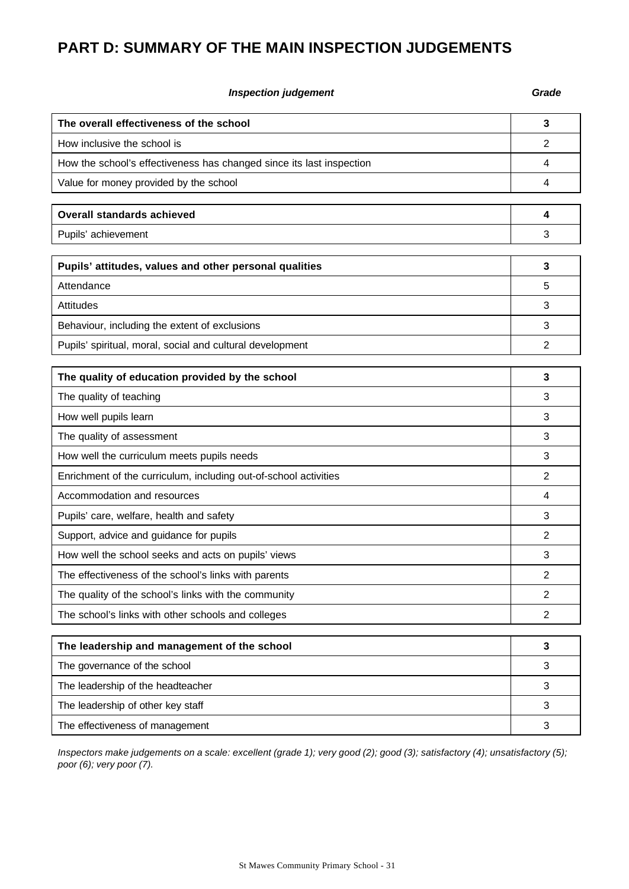# PART D: SUMMARY OF THE MAIN INSPECTION JUDGEMENTS

| *Inspection judgement* | *Grade* |
|---|---|
| **The overall effectiveness of the school** | **3** |
| How inclusive the school is | 2 |
| How the school's effectiveness has changed since its last inspection | 4 |
| Value for money provided by the school | 4 |
| **Overall standards achieved** | **4** |
| Pupils' achievement | 3 |
| **Pupils' attitudes, values and other personal qualities** | **3** |
| Attendance | 5 |
| Attitudes | 3 |
| Behaviour, including the extent of exclusions | 3 |
| Pupils' spiritual, moral, social and cultural development | 2 |
| **The quality of education provided by the school** | **3** |
| The quality of teaching | 3 |
| How well pupils learn | 3 |
| The quality of assessment | 3 |
| How well the curriculum meets pupils needs | 3 |
| Enrichment of the curriculum, including out-of-school activities | 2 |
| Accommodation and resources | 4 |
| Pupils' care, welfare, health and safety | 3 |
| Support, advice and guidance for pupils | 2 |
| How well the school seeks and acts on pupils' views | 3 |
| The effectiveness of the school's links with parents | 2 |
| The quality of the school's links with the community | 2 |
| The school's links with other schools and colleges | 2 |
| **The leadership and management of the school** | **3** |
| The governance of the school | 3 |
| The leadership of the headteacher | 3 |
| The leadership of other key staff | 3 |
| The effectiveness of management | 3 |

*Inspectors make judgements on a scale: excellent (grade 1); very good (2); good (3); satisfactory (4); unsatisfactory (5); poor (6); very poor (7).*